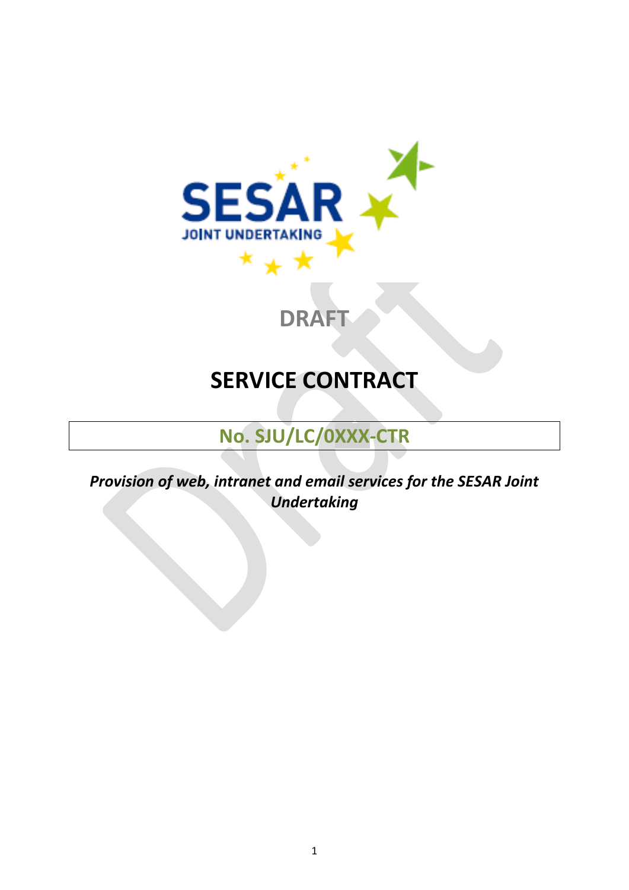DRAFT

# SERVICE CONTRACT

## No. SJU/LC/0XXX-CTR

***Provision of web, intranet and email services for the SESAR Joint Undertaking***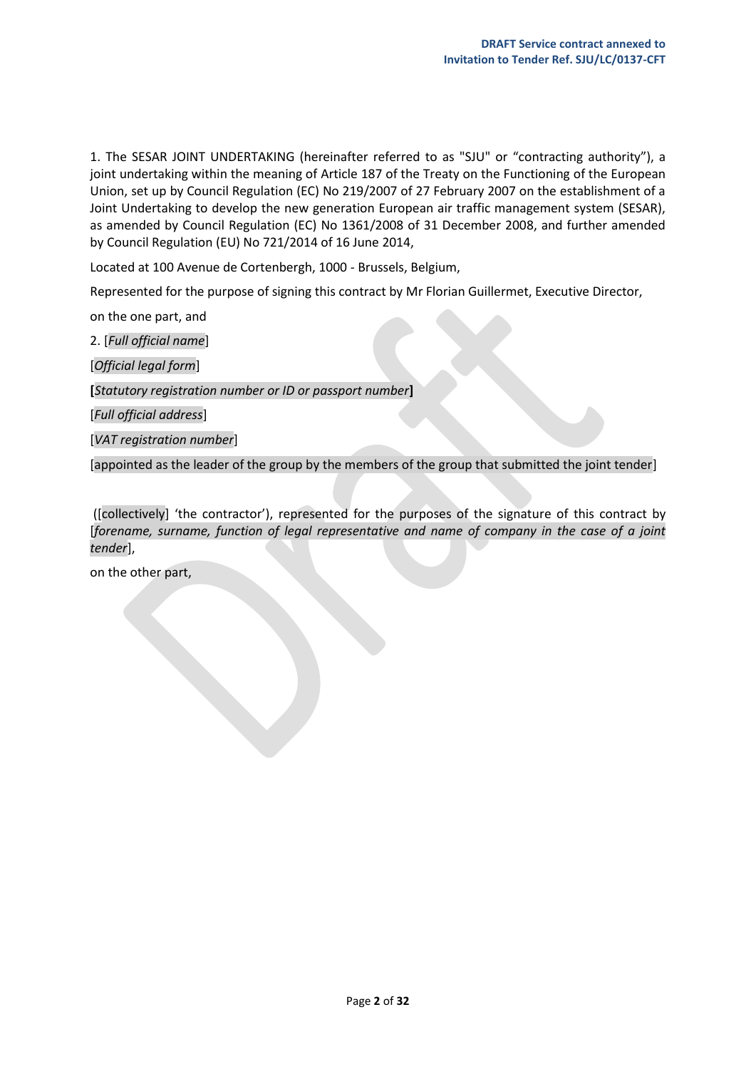1. The SESAR JOINT UNDERTAKING (hereinafter referred to as "SJU" or “contracting authority”), a joint undertaking within the meaning of Article 187 of the Treaty on the Functioning of the European Union, set up by Council Regulation (EC) No 219/2007 of 27 February 2007 on the establishment of a Joint Undertaking to develop the new generation European air traffic management system (SESAR), as amended by Council Regulation (EC) No 1361/2008 of 31 December 2008, and further amended by Council Regulation (EU) No 721/2014 of 16 June 2014,

Located at 100 Avenue de Cortenbergh, 1000 - Brussels, Belgium,

Represented for the purpose of signing this contract by Mr Florian Guillermet, Executive Director,

on the one part, and

2. [*Full official name*]

[*Official legal form*]

**[***Statutory registration number or ID or passport number***]**

[*Full official address*]

[*VAT registration number*]

[appointed as the leader of the group by the members of the group that submitted the joint tender]

([collectively] ‘the contractor’), represented for the purposes of the signature of this contract by [*forename, surname, function of legal representative and name of company in the case of a joint tender*],

on the other part,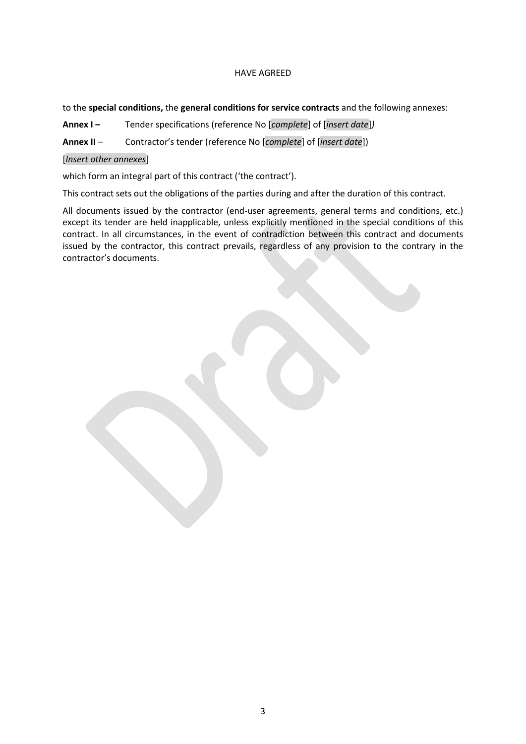HAVE AGREED

to the **special conditions,** the **general conditions for service contracts** and the following annexes:

**Annex I –** Tender specifications (reference No [*complete*] of [*insert date*]*)*

**Annex II** – Contractor's tender (reference No [*complete*] of [*insert date*])

[*Insert other annexes*]

which form an integral part of this contract ('the contract').

This contract sets out the obligations of the parties during and after the duration of this contract.

All documents issued by the contractor (end-user agreements, general terms and conditions, etc.) except its tender are held inapplicable, unless explicitly mentioned in the special conditions of this contract. In all circumstances, in the event of contradiction between this contract and documents issued by the contractor, this contract prevails, regardless of any provision to the contrary in the contractor's documents.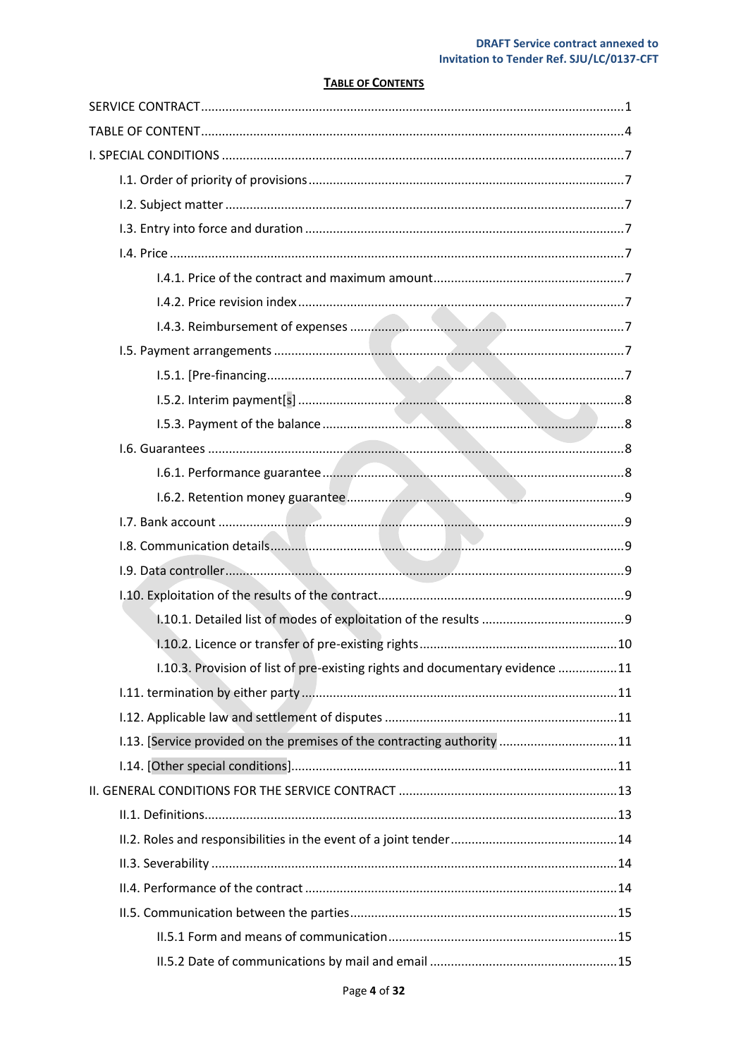**TABLE OF CONTENTS**

SERVICE CONTRACT ........................................................................................................ 1

TABLE OF CONTENT ........................................................................................................ 4

I. SPECIAL CONDITIONS ...................................................................................................... 7

- I.1. Order of priority of provisions .......................................................................................... 7
- I.2. Subject matter ................................................................................................................ 7
- I.3. Entry into force and duration .......................................................................................... 7
- I.4. Price ................................................................................................................................ 7
  - I.4.1. Price of the contract and maximum amount ..................................................... 7
  - I.4.2. Price revision index ............................................................................................ 7
  - I.4.3. Reimbursement of expenses .............................................................................. 7
- I.5. Payment arrangements ................................................................................................... 7
  - I.5.1. [Pre-financing ..................................................................................................... 7
  - I.5.2. Interim payment[s] ............................................................................................. 8
  - I.5.3. Payment of the balance ...................................................................................... 8
- I.6. Guarantees ...................................................................................................................... 8
  - I.6.1. Performance guarantee ...................................................................................... 8
  - I.6.2. Retention money guarantee ............................................................................... 9
- I.7. Bank account ................................................................................................................... 9
- I.8. Communication details .................................................................................................... 9
- I.9. Data controller ................................................................................................................. 9
- I.10. Exploitation of the results of the contract ...................................................................... 9
  - I.10.1. Detailed list of modes of exploitation of the results ......................................... 9
  - I.10.2. Licence or transfer of pre-existing rights ......................................................... 10
  - I.10.3. Provision of list of pre-existing rights and documentary evidence ................. 11
- I.11. termination by either party ........................................................................................... 11
- I.12. Applicable law and settlement of disputes ................................................................... 11
- I.13. [Service provided on the premises of the contracting authority ................................. 11
- I.14. [Other special conditions] ............................................................................................. 11

II. GENERAL CONDITIONS FOR THE SERVICE CONTRACT ................................................... 13

- II.1. Definitions ...................................................................................................................... 13
- II.2. Roles and responsibilities in the event of a joint tender ............................................... 14
- II.3. Severability .................................................................................................................... 14
- II.4. Performance of the contract ......................................................................................... 14
- II.5. Communication between the parties ............................................................................ 15
  - II.5.1 Form and means of communication ................................................................... 15
  - II.5.2 Date of communications by mail and email ....................................................... 15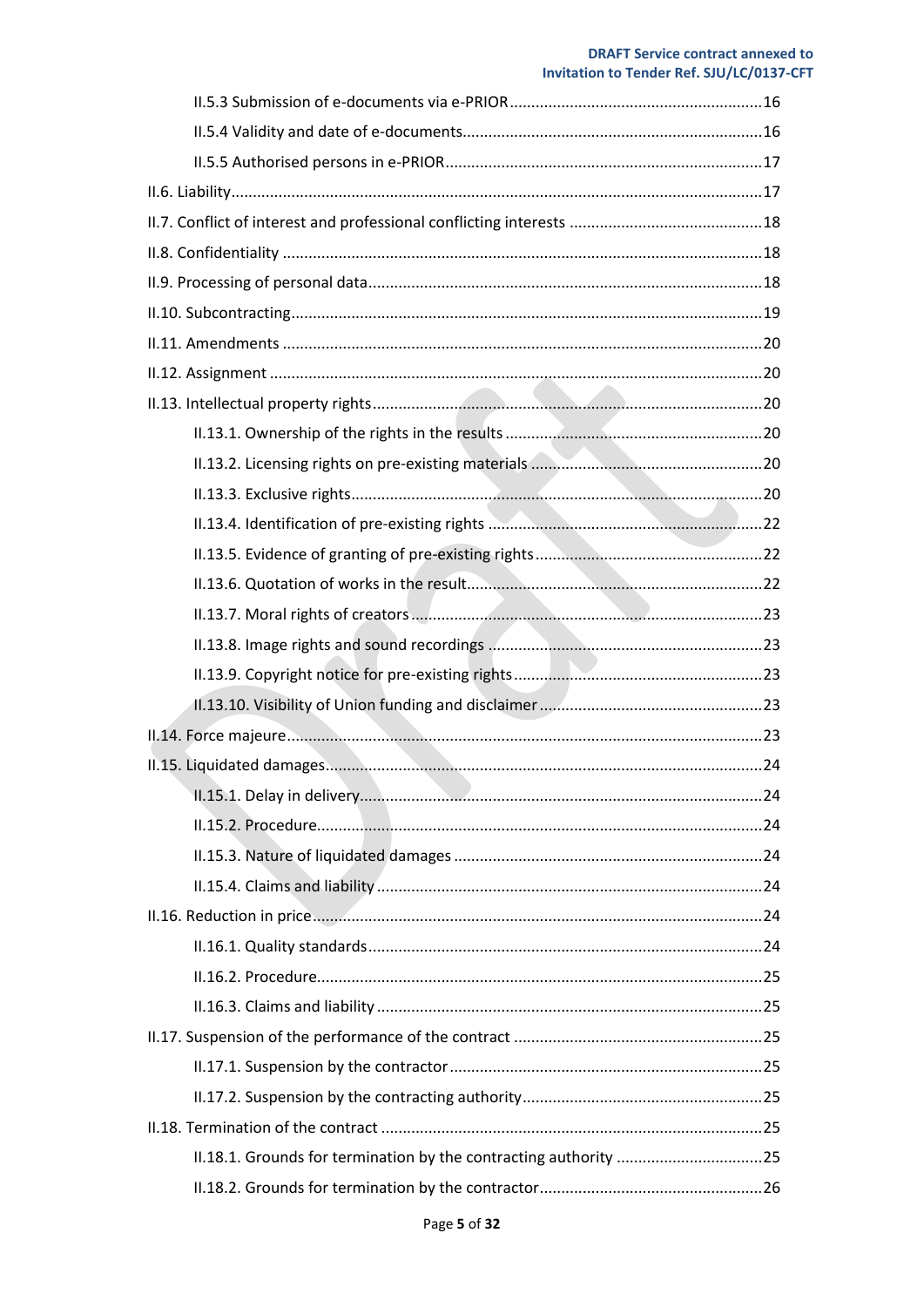II.5.3 Submission of e-documents via e-PRIOR ........................................................... 16

II.5.4 Validity and date of e-documents ............................................................................ 16

II.5.5 Authorised persons in e-PRIOR ............................................................................... 17

II.6. Liability ........................................................................................................................... 17

II.7. Conflict of interest and professional conflicting interests ............................................ 18

II.8. Confidentiality ............................................................................................................... 18

II.9. Processing of personal data ........................................................................................... 18

II.10. Subcontracting ............................................................................................................. 19

II.11. Amendments ............................................................................................................... 20

II.12. Assignment .................................................................................................................. 20

II.13. Intellectual property rights .......................................................................................... 20

II.13.1. Ownership of the rights in the results ............................................................... 20

II.13.2. Licensing rights on pre-existing materials ......................................................... 20

II.13.3. Exclusive rights .................................................................................................... 20

II.13.4. Identification of pre-existing rights .................................................................... 22

II.13.5. Evidence of granting of pre-existing rights ........................................................ 22

II.13.6. Quotation of works in the result ........................................................................ 22

II.13.7. Moral rights of creators ...................................................................................... 23

II.13.8. Image rights and sound recordings .................................................................... 23

II.13.9. Copyright notice for pre-existing rights ............................................................. 23

II.13.10. Visibility of Union funding and disclaimer ....................................................... 23

II.14. Force majeure .............................................................................................................. 23

II.15. Liquidated damages ..................................................................................................... 24

II.15.1. Delay in delivery .................................................................................................. 24

II.15.2. Procedure ............................................................................................................ 24

II.15.3. Nature of liquidated damages ............................................................................ 24

II.15.4. Claims and liability .............................................................................................. 24

II.16. Reduction in price ........................................................................................................ 24

II.16.1. Quality standards ................................................................................................ 24

II.16.2. Procedure ............................................................................................................ 25

II.16.3. Claims and liability .............................................................................................. 25

II.17. Suspension of the performance of the contract .......................................................... 25

II.17.1. Suspension by the contractor ............................................................................. 25

II.17.2. Suspension by the contracting authority ............................................................ 25

II.18. Termination of the contract ......................................................................................... 25

II.18.1. Grounds for termination by the contracting authority ..................................... 25

II.18.2. Grounds for termination by the contractor ....................................................... 26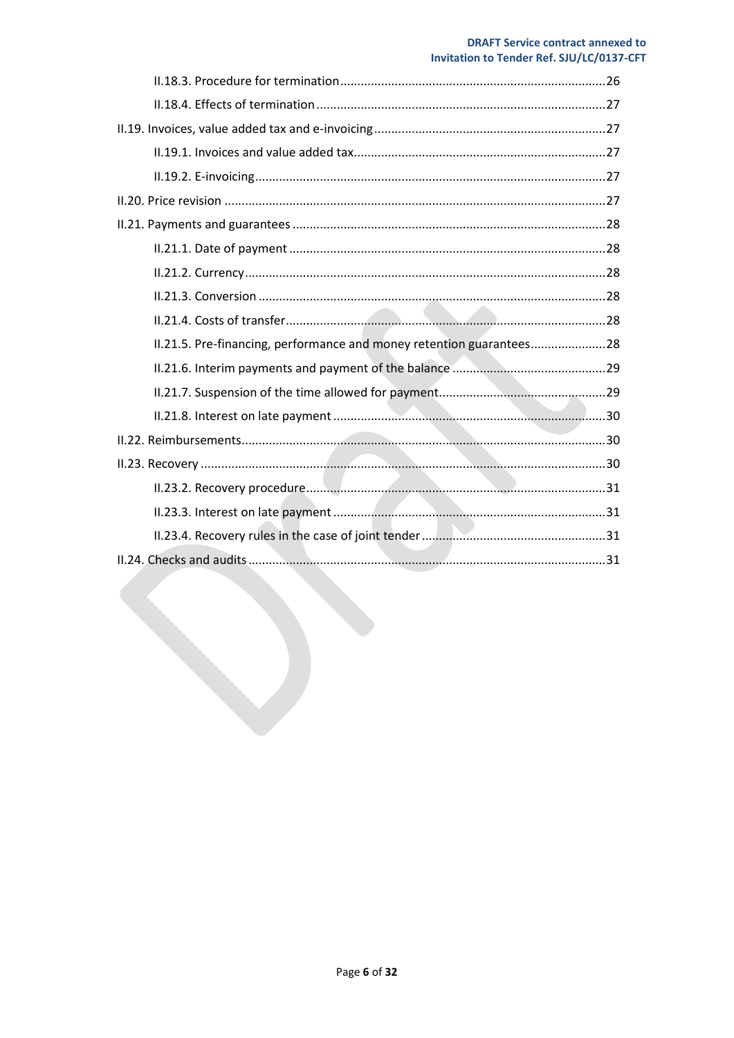II.18.3. Procedure for termination ........................................................................ 26

II.18.4. Effects of termination ............................................................................... 27

II.19. Invoices, value added tax and e-invoicing ............................................................ 27

II.19.1. Invoices and value added tax ....................................................................... 27

II.19.2. E-invoicing ............................................................................................... 27

II.20. Price revision .................................................................................................. 27

II.21. Payments and guarantees .................................................................................. 28

II.21.1. Date of payment ....................................................................................... 28

II.21.2. Currency .................................................................................................. 28

II.21.3. Conversion ............................................................................................... 28

II.21.4. Costs of transfer ........................................................................................ 28

II.21.5. Pre-financing, performance and money retention guarantees ............................ 28

II.21.6. Interim payments and payment of the balance ................................................ 29

II.21.7. Suspension of the time allowed for payment ................................................... 29

II.21.8. Interest on late payment ............................................................................ 30

II.22. Reimbursements .............................................................................................. 30

II.23. Recovery ........................................................................................................ 30

II.23.2. Recovery procedure ................................................................................... 31

II.23.3. Interest on late payment ............................................................................ 31

II.23.4. Recovery rules in the case of joint tender ...................................................... 31

II.24. Checks and audits ............................................................................................ 31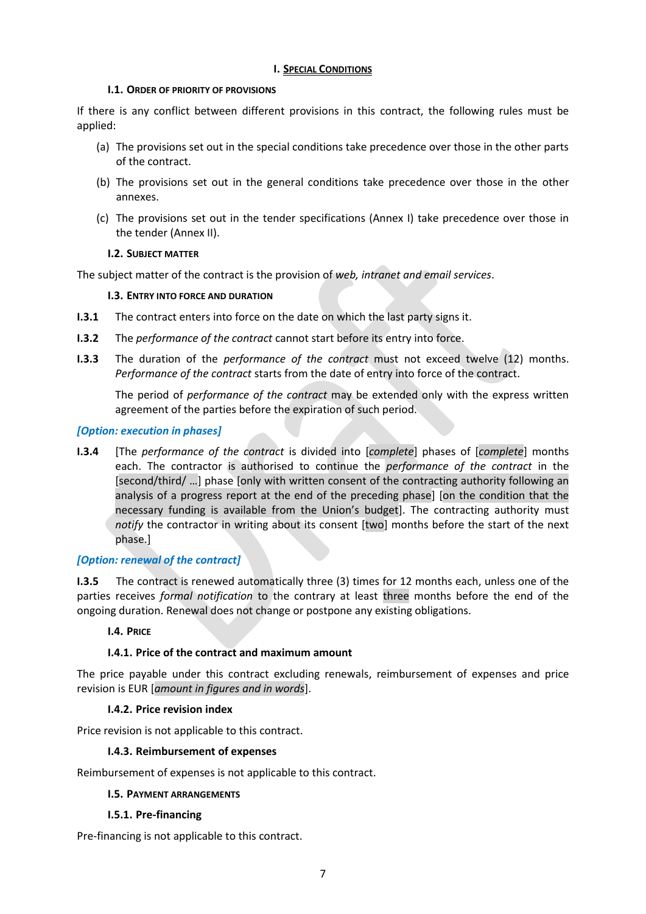# I. SPECIAL CONDITIONS

## I.1. ORDER OF PRIORITY OF PROVISIONS

If there is any conflict between different provisions in this contract, the following rules must be applied:

(a) The provisions set out in the special conditions take precedence over those in the other parts of the contract.

(b) The provisions set out in the general conditions take precedence over those in the other annexes.

(c) The provisions set out in the tender specifications (Annex I) take precedence over those in the tender (Annex II).

## I.2. SUBJECT MATTER

The subject matter of the contract is the provision of *web, intranet and email services*.

## I.3. ENTRY INTO FORCE AND DURATION

**I.3.1** The contract enters into force on the date on which the last party signs it.

**I.3.2** The *performance of the contract* cannot start before its entry into force.

**I.3.3** The duration of the *performance of the contract* must not exceed twelve (12) months. *Performance of the contract* starts from the date of entry into force of the contract.

The period of *performance of the contract* may be extended only with the express written agreement of the parties before the expiration of such period.

***[Option: execution in phases]***

**I.3.4** [The *performance of the contract* is divided into [*complete*] phases of [*complete*] months each. The contractor is authorised to continue the *performance of the contract* in the [second/third/ …] phase [only with written consent of the contracting authority following an analysis of a progress report at the end of the preceding phase] [on the condition that the necessary funding is available from the Union's budget]. The contracting authority must *notify* the contractor in writing about its consent [two] months before the start of the next phase.]

***[Option: renewal of the contract]***

**I.3.5** The contract is renewed automatically three (3) times for 12 months each, unless one of the parties receives *formal notification* to the contrary at least three months before the end of the ongoing duration. Renewal does not change or postpone any existing obligations.

## I.4. PRICE

### I.4.1. Price of the contract and maximum amount

The price payable under this contract excluding renewals, reimbursement of expenses and price revision is EUR [*amount in figures and in words*].

### I.4.2. Price revision index

Price revision is not applicable to this contract.

### I.4.3. Reimbursement of expenses

Reimbursement of expenses is not applicable to this contract.

## I.5. PAYMENT ARRANGEMENTS

### I.5.1. Pre-financing

Pre-financing is not applicable to this contract.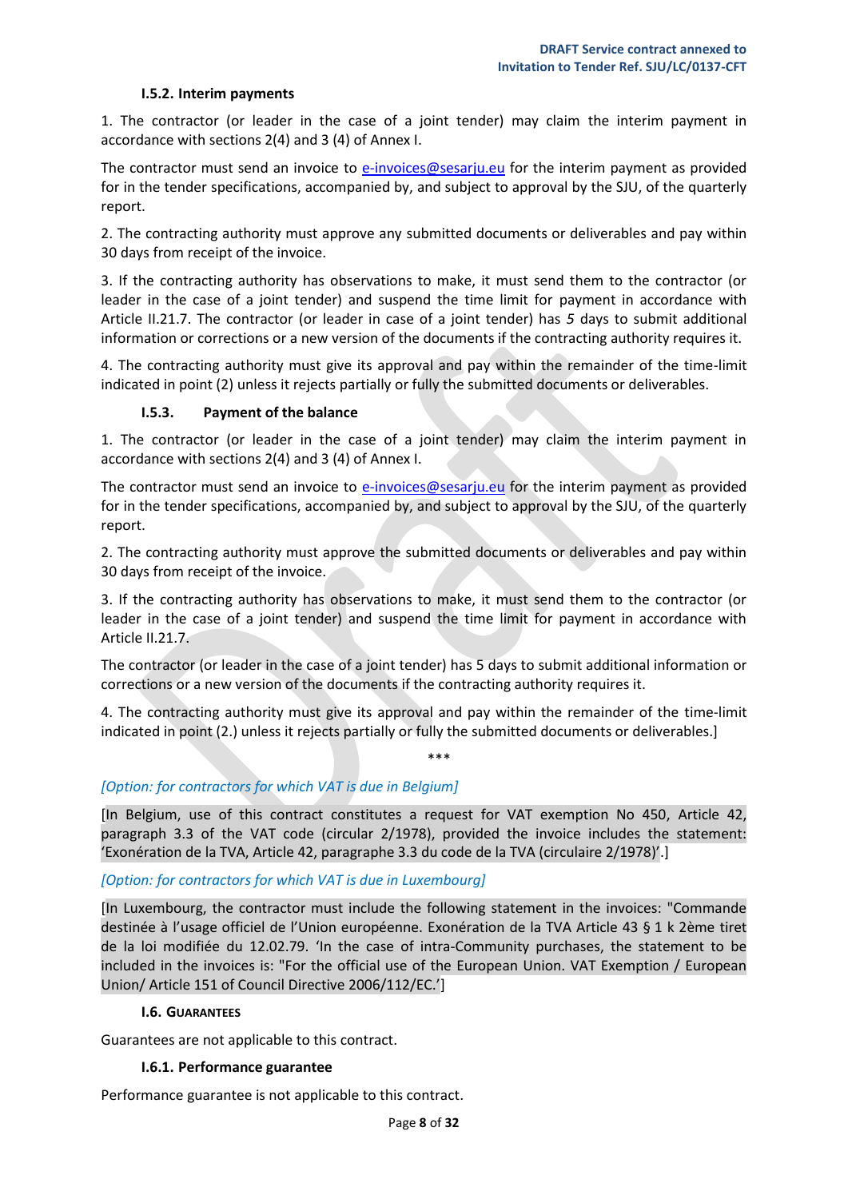#### I.5.2. Interim payments

1. The contractor (or leader in the case of a joint tender) may claim the interim payment in accordance with sections 2(4) and 3 (4) of Annex I.

The contractor must send an invoice to e-invoices@sesarju.eu for the interim payment as provided for in the tender specifications, accompanied by, and subject to approval by the SJU, of the quarterly report.

2. The contracting authority must approve any submitted documents or deliverables and pay within 30 days from receipt of the invoice.

3. If the contracting authority has observations to make, it must send them to the contractor (or leader in the case of a joint tender) and suspend the time limit for payment in accordance with Article II.21.7. The contractor (or leader in case of a joint tender) has *5* days to submit additional information or corrections or a new version of the documents if the contracting authority requires it.

4. The contracting authority must give its approval and pay within the remainder of the time-limit indicated in point (2) unless it rejects partially or fully the submitted documents or deliverables.

#### I.5.3. Payment of the balance

1. The contractor (or leader in the case of a joint tender) may claim the interim payment in accordance with sections 2(4) and 3 (4) of Annex I.

The contractor must send an invoice to e-invoices@sesarju.eu for the interim payment as provided for in the tender specifications, accompanied by, and subject to approval by the SJU, of the quarterly report.

2. The contracting authority must approve the submitted documents or deliverables and pay within 30 days from receipt of the invoice.

3. If the contracting authority has observations to make, it must send them to the contractor (or leader in the case of a joint tender) and suspend the time limit for payment in accordance with Article II.21.7.

The contractor (or leader in the case of a joint tender) has 5 days to submit additional information or corrections or a new version of the documents if the contracting authority requires it.

4. The contracting authority must give its approval and pay within the remainder of the time-limit indicated in point (2.) unless it rejects partially or fully the submitted documents or deliverables.]

***

*[Option: for contractors for which VAT is due in Belgium]*

[In Belgium, use of this contract constitutes a request for VAT exemption No 450, Article 42, paragraph 3.3 of the VAT code (circular 2/1978), provided the invoice includes the statement: 'Exonération de la TVA, Article 42, paragraphe 3.3 du code de la TVA (circulaire 2/1978)'.]

*[Option: for contractors for which VAT is due in Luxembourg]*

[In Luxembourg, the contractor must include the following statement in the invoices: "Commande destinée à l'usage officiel de l'Union européenne. Exonération de la TVA Article 43 § 1 k 2ème tiret de la loi modifiée du 12.02.79. 'In the case of intra-Community purchases, the statement to be included in the invoices is: "For the official use of the European Union. VAT Exemption / European Union/ Article 151 of Council Directive 2006/112/EC.']

### I.6. Guarantees

Guarantees are not applicable to this contract.

#### I.6.1. Performance guarantee

Performance guarantee is not applicable to this contract.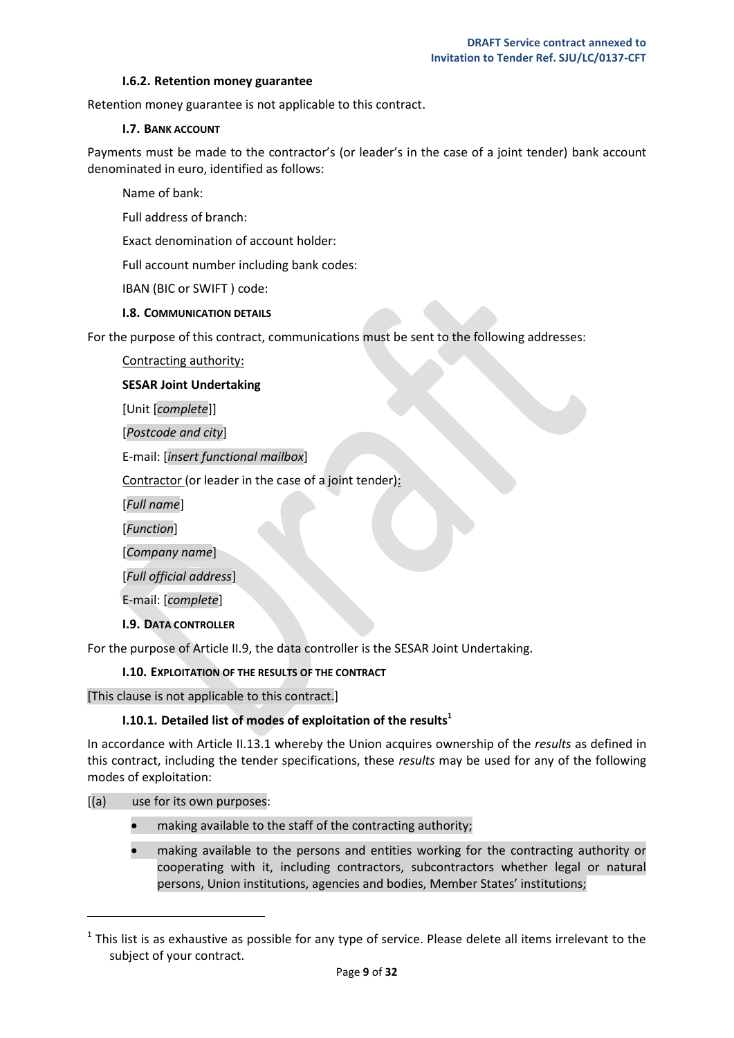#### I.6.2. Retention money guarantee

Retention money guarantee is not applicable to this contract.

### I.7. Bank account

Payments must be made to the contractor's (or leader's in the case of a joint tender) bank account denominated in euro, identified as follows:

Name of bank:

Full address of branch:

Exact denomination of account holder:

Full account number including bank codes:

IBAN (BIC or SWIFT ) code:

### I.8. Communication details

For the purpose of this contract, communications must be sent to the following addresses:

Contracting authority:

**SESAR Joint Undertaking**

[Unit [*complete*]]

[*Postcode and city*]

E-mail: [*insert functional mailbox*]

Contractor (or leader in the case of a joint tender):

[*Full name*]

[*Function*]

[*Company name*]

[*Full official address*]

E-mail: [*complete*]

### I.9. Data controller

For the purpose of Article II.9, the data controller is the SESAR Joint Undertaking.

### I.10. Exploitation of the results of the contract

[This clause is not applicable to this contract.]

#### I.10.1. Detailed list of modes of exploitation of the results[1]

In accordance with Article II.13.1 whereby the Union acquires ownership of the *results* as defined in this contract, including the tender specifications, these *results* may be used for any of the following modes of exploitation:

[(a) use for its own purposes:

- making available to the staff of the contracting authority;
- making available to the persons and entities working for the contracting authority or cooperating with it, including contractors, subcontractors whether legal or natural persons, Union institutions, agencies and bodies, Member States' institutions;

[1] This list is as exhaustive as possible for any type of service. Please delete all items irrelevant to the subject of your contract.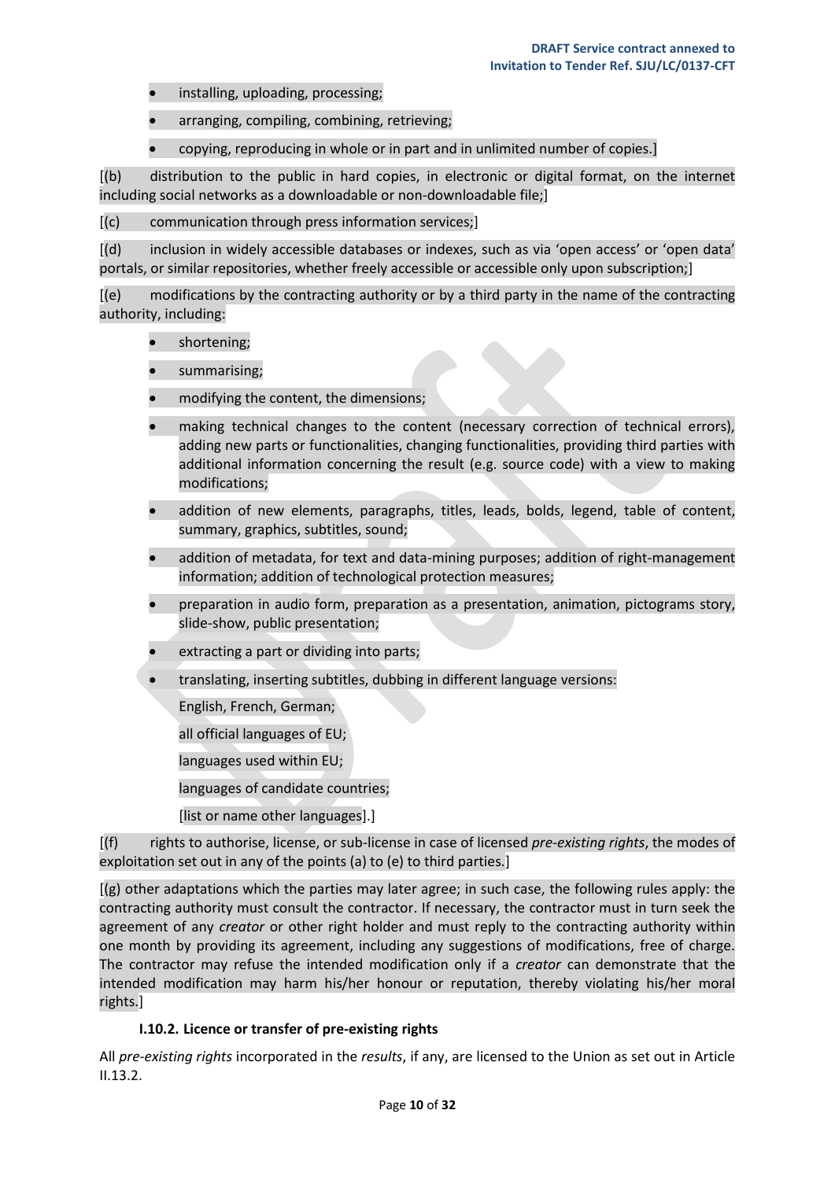- installing, uploading, processing;
- arranging, compiling, combining, retrieving;
- copying, reproducing in whole or in part and in unlimited number of copies.]

[(b) distribution to the public in hard copies, in electronic or digital format, on the internet including social networks as a downloadable or non-downloadable file;]

[(c) communication through press information services;]

[(d) inclusion in widely accessible databases or indexes, such as via 'open access' or 'open data' portals, or similar repositories, whether freely accessible or accessible only upon subscription;]

[(e) modifications by the contracting authority or by a third party in the name of the contracting authority, including:

- shortening;
- summarising;
- modifying the content, the dimensions;
- making technical changes to the content (necessary correction of technical errors), adding new parts or functionalities, changing functionalities, providing third parties with additional information concerning the result (e.g. source code) with a view to making modifications;
- addition of new elements, paragraphs, titles, leads, bolds, legend, table of content, summary, graphics, subtitles, sound;
- addition of metadata, for text and data-mining purposes; addition of right-management information; addition of technological protection measures;
- preparation in audio form, preparation as a presentation, animation, pictograms story, slide-show, public presentation;
- extracting a part or dividing into parts;
- translating, inserting subtitles, dubbing in different language versions:

  English, French, German;

  all official languages of EU;

  languages used within EU;

  languages of candidate countries;

  [list or name other languages].]

[(f) rights to authorise, license, or sub-license in case of licensed *pre-existing rights*, the modes of exploitation set out in any of the points (a) to (e) to third parties.]

[(g) other adaptations which the parties may later agree; in such case, the following rules apply: the contracting authority must consult the contractor. If necessary, the contractor must in turn seek the agreement of any *creator* or other right holder and must reply to the contracting authority within one month by providing its agreement, including any suggestions of modifications, free of charge. The contractor may refuse the intended modification only if a *creator* can demonstrate that the intended modification may harm his/her honour or reputation, thereby violating his/her moral rights.]

### I.10.2. Licence or transfer of pre-existing rights

All *pre-existing rights* incorporated in the *results*, if any, are licensed to the Union as set out in Article II.13.2.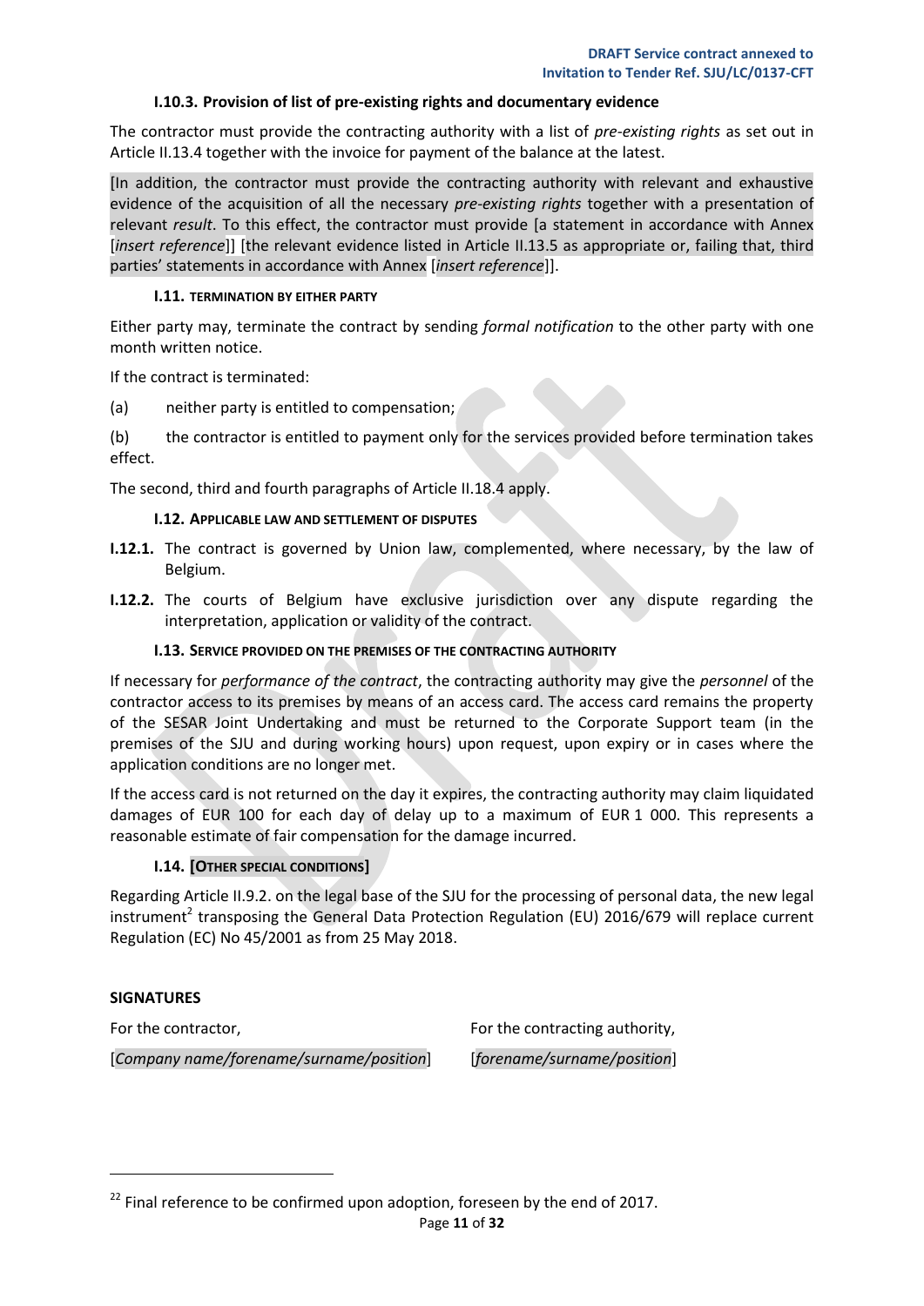#### I.10.3. Provision of list of pre-existing rights and documentary evidence

The contractor must provide the contracting authority with a list of *pre-existing rights* as set out in Article II.13.4 together with the invoice for payment of the balance at the latest.

[In addition, the contractor must provide the contracting authority with relevant and exhaustive evidence of the acquisition of all the necessary *pre-existing rights* together with a presentation of relevant *result*. To this effect, the contractor must provide [a statement in accordance with Annex [*insert reference*]] [the relevant evidence listed in Article II.13.5 as appropriate or, failing that, third parties' statements in accordance with Annex [*insert reference*]].

### I.11. TERMINATION BY EITHER PARTY

Either party may, terminate the contract by sending *formal notification* to the other party with one month written notice.

If the contract is terminated:

(a) neither party is entitled to compensation;

(b) the contractor is entitled to payment only for the services provided before termination takes effect.

The second, third and fourth paragraphs of Article II.18.4 apply.

### I.12. APPLICABLE LAW AND SETTLEMENT OF DISPUTES

**I.12.1.** The contract is governed by Union law, complemented, where necessary, by the law of Belgium.

**I.12.2.** The courts of Belgium have exclusive jurisdiction over any dispute regarding the interpretation, application or validity of the contract.

### I.13. SERVICE PROVIDED ON THE PREMISES OF THE CONTRACTING AUTHORITY

If necessary for *performance of the contract*, the contracting authority may give the *personnel* of the contractor access to its premises by means of an access card. The access card remains the property of the SESAR Joint Undertaking and must be returned to the Corporate Support team (in the premises of the SJU and during working hours) upon request, upon expiry or in cases where the application conditions are no longer met.

If the access card is not returned on the day it expires, the contracting authority may claim liquidated damages of EUR 100 for each day of delay up to a maximum of EUR 1 000. This represents a reasonable estimate of fair compensation for the damage incurred.

### I.14. [OTHER SPECIAL CONDITIONS]

Regarding Article II.9.2. on the legal base of the SJU for the processing of personal data, the new legal instrument[2] transposing the General Data Protection Regulation (EU) 2016/679 will replace current Regulation (EC) No 45/2001 as from 25 May 2018.

**SIGNATURES**

| For the contractor, | For the contracting authority, |
|---|---|
| [*Company name/forename/surname/position*] | [*forename/surname/position*] |

[22] Final reference to be confirmed upon adoption, foreseen by the end of 2017.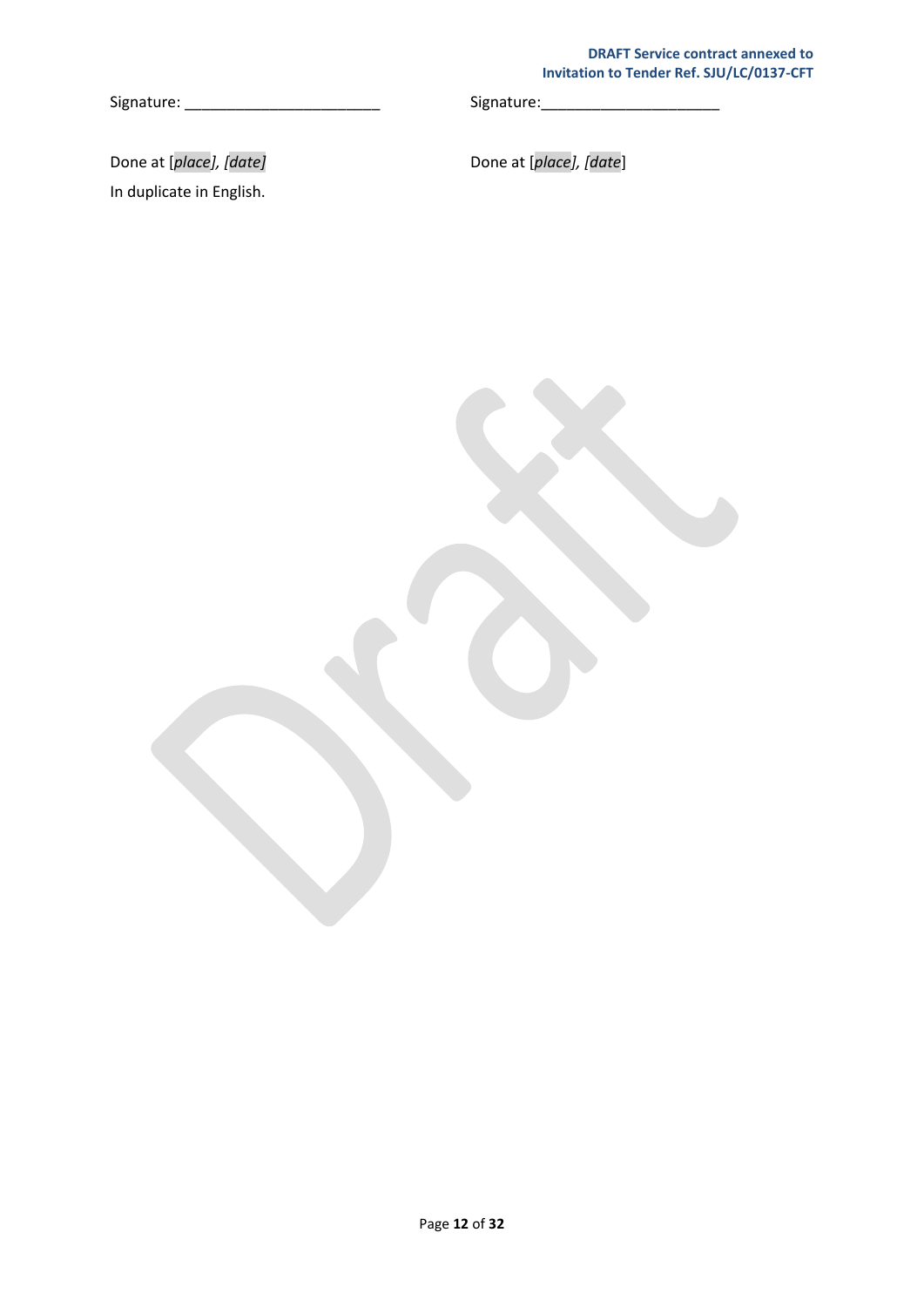Signature: _______________________ Signature:_____________________

Done at [*place*], [*date*] Done at [*place*], [*date*]

In duplicate in English.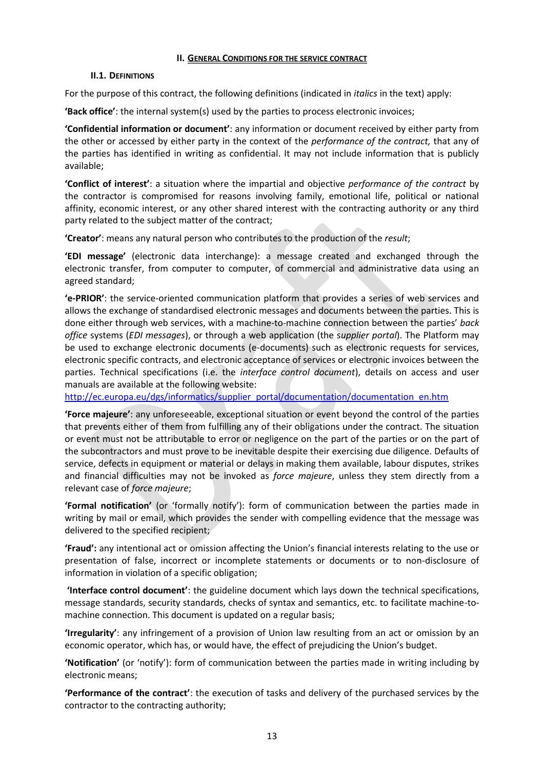## II. General Conditions for the service contract

### II.1. Definitions

For the purpose of this contract, the following definitions (indicated in *italics* in the text) apply:

**'Back office'**: the internal system(s) used by the parties to process electronic invoices;

**'Confidential information or document'**: any information or document received by either party from the other or accessed by either party in the context of the *performance of the contract,* that any of the parties has identified in writing as confidential. It may not include information that is publicly available;

**'Conflict of interest'**: a situation where the impartial and objective *performance of the contract* by the contractor is compromised for reasons involving family, emotional life, political or national affinity, economic interest, or any other shared interest with the contracting authority or any third party related to the subject matter of the contract;

**'Creator'**: means any natural person who contributes to the production of the *result*;

**'EDI message'** (electronic data interchange): a message created and exchanged through the electronic transfer, from computer to computer, of commercial and administrative data using an agreed standard;

**'e-PRIOR'**: the service-oriented communication platform that provides a series of web services and allows the exchange of standardised electronic messages and documents between the parties. This is done either through web services, with a machine-to-machine connection between the parties' *back office* systems (*EDI messages*), or through a web application (the s*upplier portal*). The Platform may be used to exchange electronic documents (e-documents) such as electronic requests for services, electronic specific contracts, and electronic acceptance of services or electronic invoices between the parties. Technical specifications (i.e. the *interface control document*), details on access and user manuals are available at the following website: [http://ec.europa.eu/dgs/informatics/supplier_portal/documentation/documentation_en.htm](http://ec.europa.eu/dgs/informatics/supplier_portal/documentation/documentation_en.htm)

**'Force majeure'**: any unforeseeable, exceptional situation or event beyond the control of the parties that prevents either of them from fulfilling any of their obligations under the contract. The situation or event must not be attributable to error or negligence on the part of the parties or on the part of the subcontractors and must prove to be inevitable despite their exercising due diligence. Defaults of service, defects in equipment or material or delays in making them available, labour disputes, strikes and financial difficulties may not be invoked as *force majeure*, unless they stem directly from a relevant case of *force majeure*;

**'Formal notification'** (or 'formally notify'): form of communication between the parties made in writing by mail or email, which provides the sender with compelling evidence that the message was delivered to the specified recipient;

**'Fraud':** any intentional act or omission affecting the Union's financial interests relating to the use or presentation of false, incorrect or incomplete statements or documents or to non-disclosure of information in violation of a specific obligation;

**'Interface control document'**: the guideline document which lays down the technical specifications, message standards, security standards, checks of syntax and semantics, etc. to facilitate machine-to-machine connection. This document is updated on a regular basis;

**'Irregularity'**: any infringement of a provision of Union law resulting from an act or omission by an economic operator, which has, or would have, the effect of prejudicing the Union's budget.

**'Notification'** (or 'notify'): form of communication between the parties made in writing including by electronic means;

**'Performance of the contract'**: the execution of tasks and delivery of the purchased services by the contractor to the contracting authority;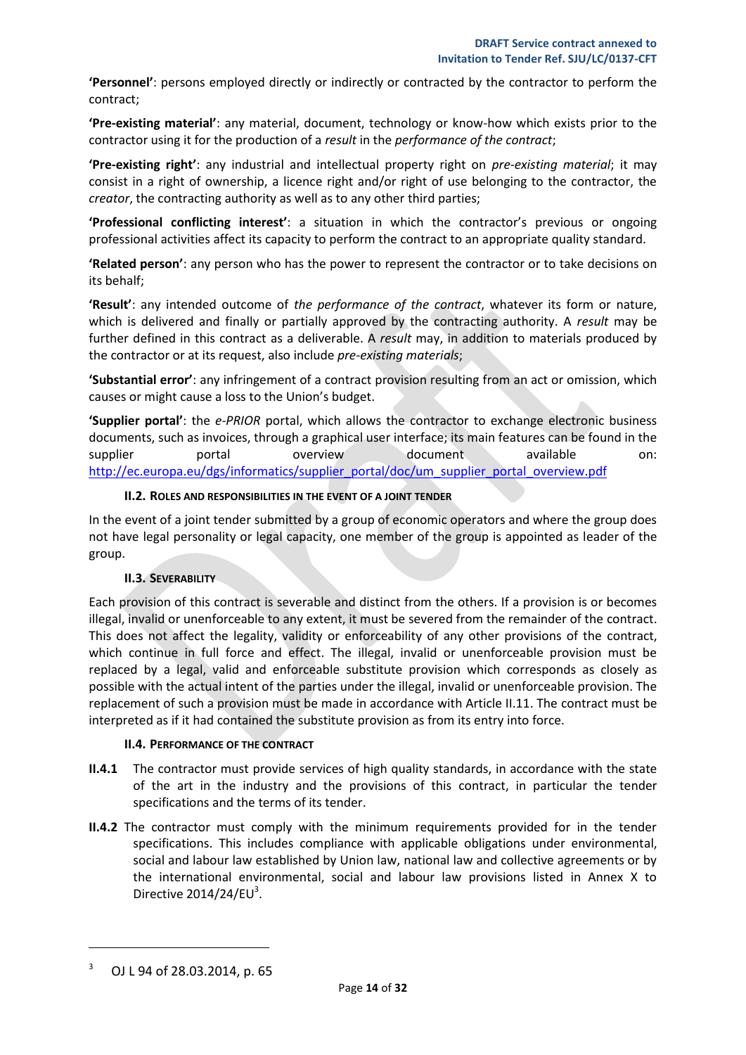**'Personnel'**: persons employed directly or indirectly or contracted by the contractor to perform the contract;

**'Pre-existing material'**: any material, document, technology or know-how which exists prior to the contractor using it for the production of a *result* in the *performance of the contract*;

**'Pre-existing right'**: any industrial and intellectual property right on *pre-existing material*; it may consist in a right of ownership, a licence right and/or right of use belonging to the contractor, the *creator*, the contracting authority as well as to any other third parties;

**'Professional conflicting interest'**: a situation in which the contractor's previous or ongoing professional activities affect its capacity to perform the contract to an appropriate quality standard.

**'Related person'**: any person who has the power to represent the contractor or to take decisions on its behalf;

**'Result'**: any intended outcome of *the performance of the contract*, whatever its form or nature, which is delivered and finally or partially approved by the contracting authority. A *result* may be further defined in this contract as a deliverable. A *result* may, in addition to materials produced by the contractor or at its request, also include *pre-existing materials*;

**'Substantial error'**: any infringement of a contract provision resulting from an act or omission, which causes or might cause a loss to the Union's budget.

**'Supplier portal'**: the *e-PRIOR* portal, which allows the contractor to exchange electronic business documents, such as invoices, through a graphical user interface; its main features can be found in the supplier portal overview document available on: http://ec.europa.eu/dgs/informatics/supplier_portal/doc/um_supplier_portal_overview.pdf

### II.2. Roles and responsibilities in the event of a joint tender

In the event of a joint tender submitted by a group of economic operators and where the group does not have legal personality or legal capacity, one member of the group is appointed as leader of the group.

### II.3. Severability

Each provision of this contract is severable and distinct from the others. If a provision is or becomes illegal, invalid or unenforceable to any extent, it must be severed from the remainder of the contract. This does not affect the legality, validity or enforceability of any other provisions of the contract, which continue in full force and effect. The illegal, invalid or unenforceable provision must be replaced by a legal, valid and enforceable substitute provision which corresponds as closely as possible with the actual intent of the parties under the illegal, invalid or unenforceable provision. The replacement of such a provision must be made in accordance with Article II.11. The contract must be interpreted as if it had contained the substitute provision as from its entry into force.

### II.4. Performance of the contract

**II.4.1** The contractor must provide services of high quality standards, in accordance with the state of the art in the industry and the provisions of this contract, in particular the tender specifications and the terms of its tender.

**II.4.2** The contractor must comply with the minimum requirements provided for in the tender specifications. This includes compliance with applicable obligations under environmental, social and labour law established by Union law, national law and collective agreements or by the international environmental, social and labour law provisions listed in Annex X to Directive 2014/24/EU[3].

[3] OJ L 94 of 28.03.2014, p. 65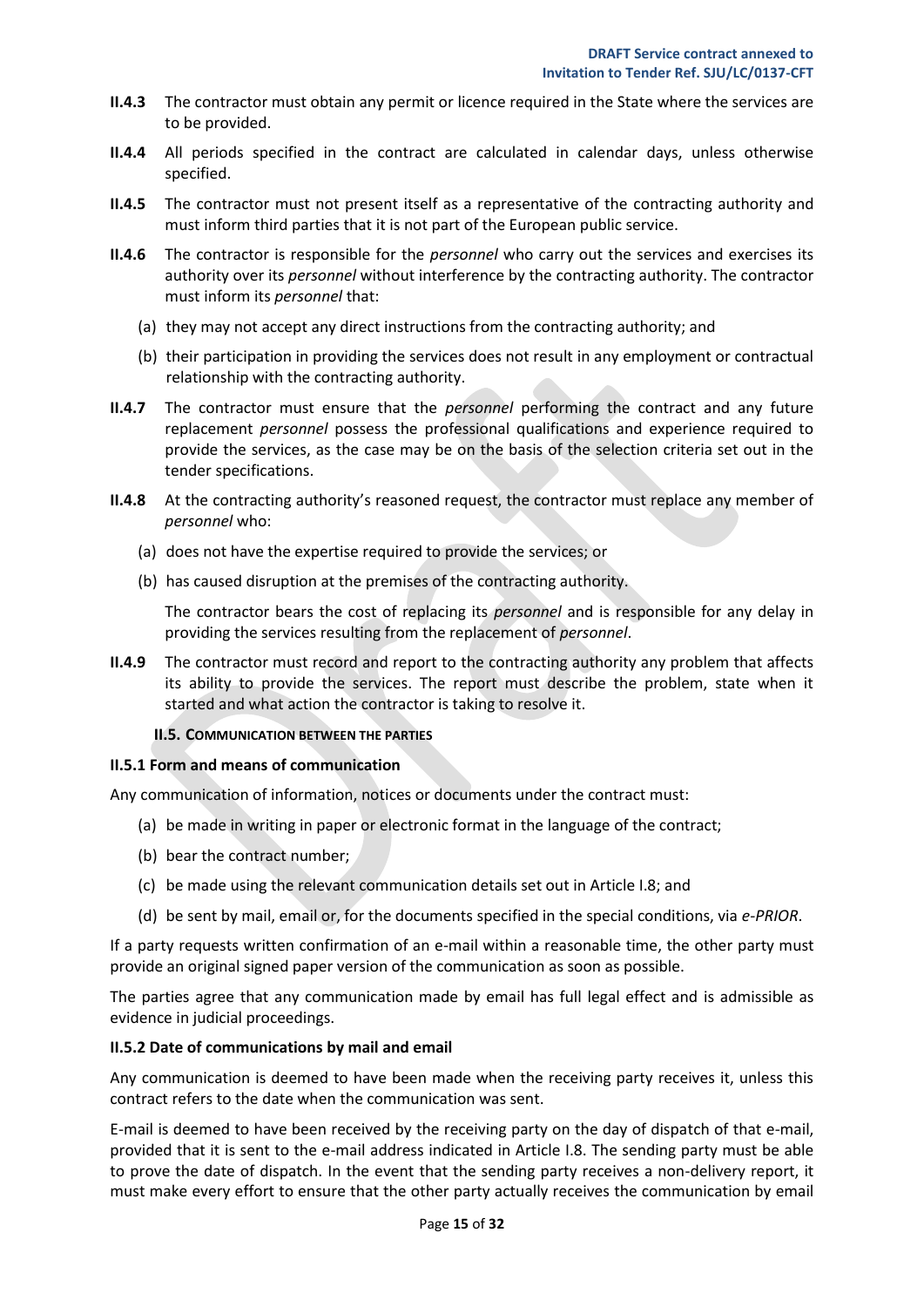**II.4.3** The contractor must obtain any permit or licence required in the State where the services are to be provided.

**II.4.4** All periods specified in the contract are calculated in calendar days, unless otherwise specified.

**II.4.5** The contractor must not present itself as a representative of the contracting authority and must inform third parties that it is not part of the European public service.

**II.4.6** The contractor is responsible for the *personnel* who carry out the services and exercises its authority over its *personnel* without interference by the contracting authority. The contractor must inform its *personnel* that:

(a) they may not accept any direct instructions from the contracting authority; and

(b) their participation in providing the services does not result in any employment or contractual relationship with the contracting authority.

**II.4.7** The contractor must ensure that the *personnel* performing the contract and any future replacement *personnel* possess the professional qualifications and experience required to provide the services, as the case may be on the basis of the selection criteria set out in the tender specifications.

**II.4.8** At the contracting authority's reasoned request, the contractor must replace any member of *personnel* who:

(a) does not have the expertise required to provide the services; or

(b) has caused disruption at the premises of the contracting authority.

The contractor bears the cost of replacing its *personnel* and is responsible for any delay in providing the services resulting from the replacement of *personnel*.

**II.4.9** The contractor must record and report to the contracting authority any problem that affects its ability to provide the services. The report must describe the problem, state when it started and what action the contractor is taking to resolve it.

## II.5. COMMUNICATION BETWEEN THE PARTIES

### II.5.1 Form and means of communication

Any communication of information, notices or documents under the contract must:

(a) be made in writing in paper or electronic format in the language of the contract;

(b) bear the contract number;

(c) be made using the relevant communication details set out in Article I.8; and

(d) be sent by mail, email or, for the documents specified in the special conditions, via *e-PRIOR*.

If a party requests written confirmation of an e-mail within a reasonable time, the other party must provide an original signed paper version of the communication as soon as possible.

The parties agree that any communication made by email has full legal effect and is admissible as evidence in judicial proceedings.

### II.5.2 Date of communications by mail and email

Any communication is deemed to have been made when the receiving party receives it, unless this contract refers to the date when the communication was sent.

E-mail is deemed to have been received by the receiving party on the day of dispatch of that e-mail, provided that it is sent to the e-mail address indicated in Article I.8. The sending party must be able to prove the date of dispatch. In the event that the sending party receives a non-delivery report, it must make every effort to ensure that the other party actually receives the communication by email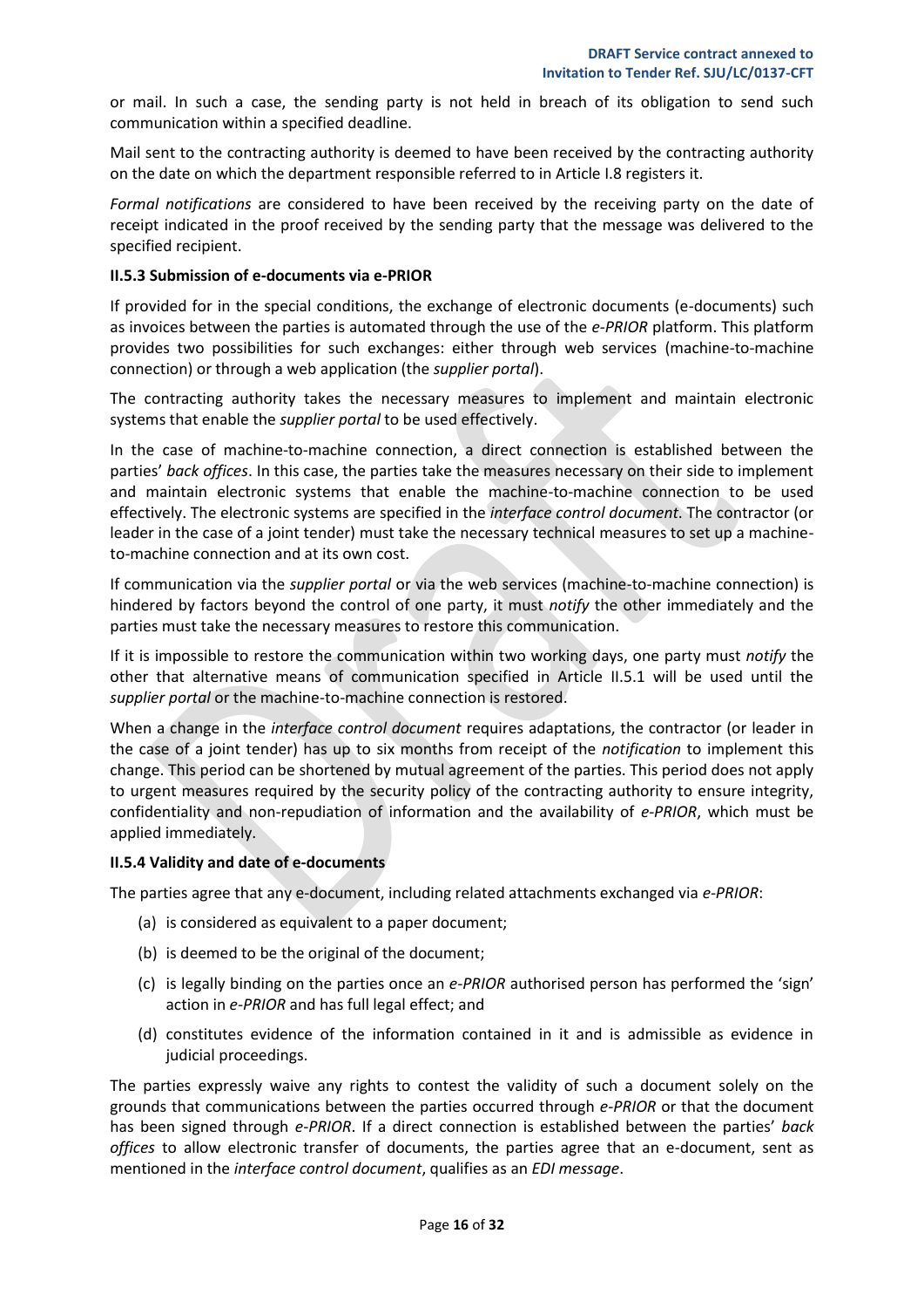or mail. In such a case, the sending party is not held in breach of its obligation to send such communication within a specified deadline.

Mail sent to the contracting authority is deemed to have been received by the contracting authority on the date on which the department responsible referred to in Article I.8 registers it.

*Formal notifications* are considered to have been received by the receiving party on the date of receipt indicated in the proof received by the sending party that the message was delivered to the specified recipient.

**II.5.3 Submission of e-documents via e-PRIOR**

If provided for in the special conditions, the exchange of electronic documents (e-documents) such as invoices between the parties is automated through the use of the *e-PRIOR* platform. This platform provides two possibilities for such exchanges: either through web services (machine-to-machine connection) or through a web application (the *supplier portal*).

The contracting authority takes the necessary measures to implement and maintain electronic systems that enable the *supplier portal* to be used effectively.

In the case of machine-to-machine connection, a direct connection is established between the parties' *back offices*. In this case, the parties take the measures necessary on their side to implement and maintain electronic systems that enable the machine-to-machine connection to be used effectively. The electronic systems are specified in the *interface control document*. The contractor (or leader in the case of a joint tender) must take the necessary technical measures to set up a machine-to-machine connection and at its own cost.

If communication via the *supplier portal* or via the web services (machine-to-machine connection) is hindered by factors beyond the control of one party, it must *notify* the other immediately and the parties must take the necessary measures to restore this communication.

If it is impossible to restore the communication within two working days, one party must *notify* the other that alternative means of communication specified in Article II.5.1 will be used until the *supplier portal* or the machine-to-machine connection is restored.

When a change in the *interface control document* requires adaptations, the contractor (or leader in the case of a joint tender) has up to six months from receipt of the *notification* to implement this change. This period can be shortened by mutual agreement of the parties. This period does not apply to urgent measures required by the security policy of the contracting authority to ensure integrity, confidentiality and non-repudiation of information and the availability of *e-PRIOR*, which must be applied immediately.

**II.5.4 Validity and date of e-documents**

The parties agree that any e-document, including related attachments exchanged via *e-PRIOR*:

(a) is considered as equivalent to a paper document;

(b) is deemed to be the original of the document;

(c) is legally binding on the parties once an *e-PRIOR* authorised person has performed the 'sign' action in *e-PRIOR* and has full legal effect; and

(d) constitutes evidence of the information contained in it and is admissible as evidence in judicial proceedings.

The parties expressly waive any rights to contest the validity of such a document solely on the grounds that communications between the parties occurred through *e-PRIOR* or that the document has been signed through *e-PRIOR*. If a direct connection is established between the parties' *back offices* to allow electronic transfer of documents, the parties agree that an e-document, sent as mentioned in the *interface control document*, qualifies as an *EDI message*.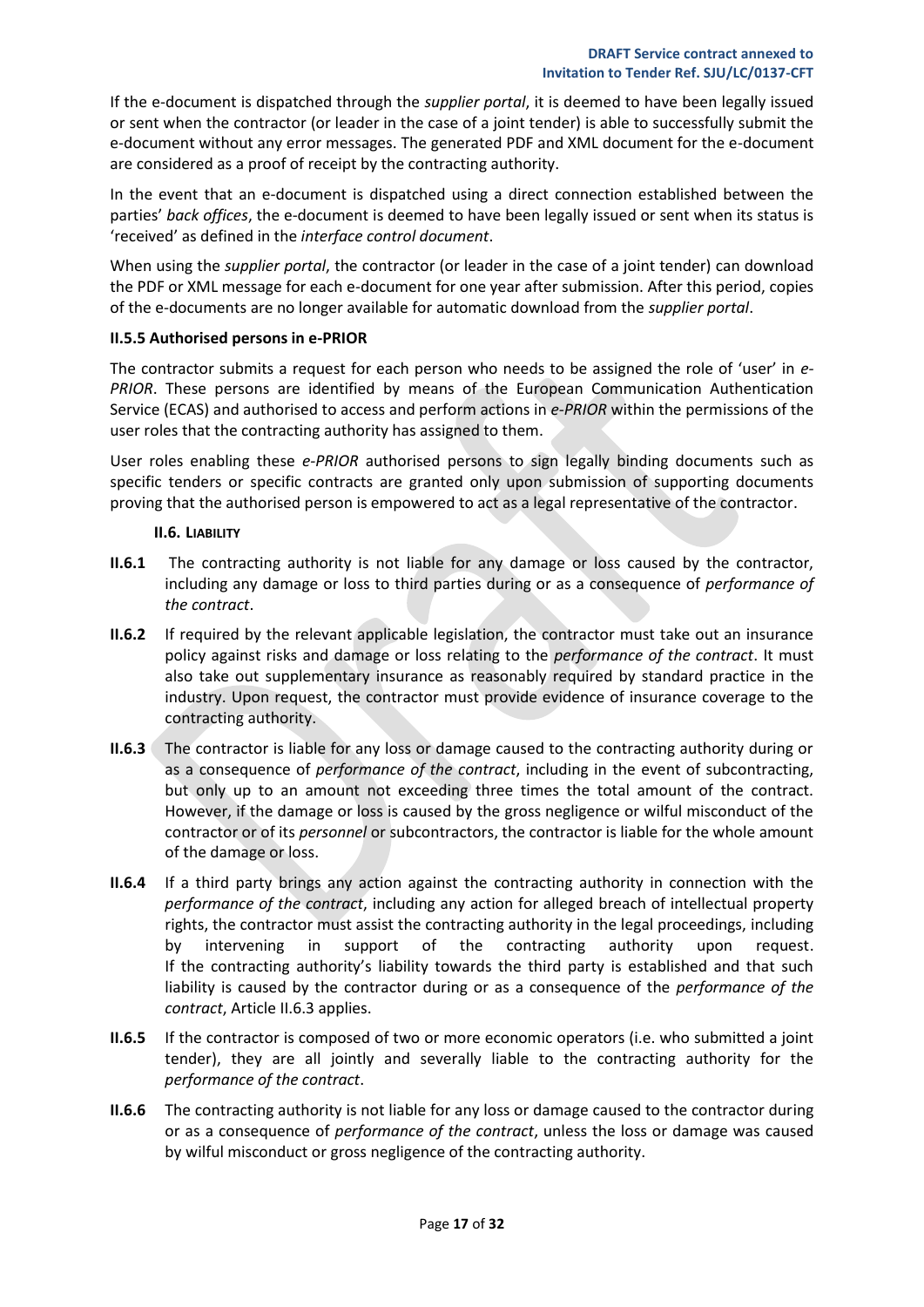If the e-document is dispatched through the *supplier portal*, it is deemed to have been legally issued or sent when the contractor (or leader in the case of a joint tender) is able to successfully submit the e-document without any error messages. The generated PDF and XML document for the e-document are considered as a proof of receipt by the contracting authority.

In the event that an e-document is dispatched using a direct connection established between the parties' *back offices*, the e-document is deemed to have been legally issued or sent when its status is 'received' as defined in the *interface control document*.

When using the *supplier portal*, the contractor (or leader in the case of a joint tender) can download the PDF or XML message for each e-document for one year after submission. After this period, copies of the e-documents are no longer available for automatic download from the *supplier portal*.

#### II.5.5 Authorised persons in e-PRIOR

The contractor submits a request for each person who needs to be assigned the role of 'user' in *e-PRIOR*. These persons are identified by means of the European Communication Authentication Service (ECAS) and authorised to access and perform actions in *e-PRIOR* within the permissions of the user roles that the contracting authority has assigned to them.

User roles enabling these *e-PRIOR* authorised persons to sign legally binding documents such as specific tenders or specific contracts are granted only upon submission of supporting documents proving that the authorised person is empowered to act as a legal representative of the contractor.

### II.6. Liability

**II.6.1** The contracting authority is not liable for any damage or loss caused by the contractor, including any damage or loss to third parties during or as a consequence of *performance of the contract*.

**II.6.2** If required by the relevant applicable legislation, the contractor must take out an insurance policy against risks and damage or loss relating to the *performance of the contract*. It must also take out supplementary insurance as reasonably required by standard practice in the industry. Upon request, the contractor must provide evidence of insurance coverage to the contracting authority.

**II.6.3** The contractor is liable for any loss or damage caused to the contracting authority during or as a consequence of *performance of the contract*, including in the event of subcontracting, but only up to an amount not exceeding three times the total amount of the contract. However, if the damage or loss is caused by the gross negligence or wilful misconduct of the contractor or of its *personnel* or subcontractors, the contractor is liable for the whole amount of the damage or loss.

**II.6.4** If a third party brings any action against the contracting authority in connection with the *performance of the contract*, including any action for alleged breach of intellectual property rights, the contractor must assist the contracting authority in the legal proceedings, including by intervening in support of the contracting authority upon request. If the contracting authority's liability towards the third party is established and that such liability is caused by the contractor during or as a consequence of the *performance of the contract*, Article II.6.3 applies.

**II.6.5** If the contractor is composed of two or more economic operators (i.e. who submitted a joint tender), they are all jointly and severally liable to the contracting authority for the *performance of the contract*.

**II.6.6** The contracting authority is not liable for any loss or damage caused to the contractor during or as a consequence of *performance of the contract*, unless the loss or damage was caused by wilful misconduct or gross negligence of the contracting authority.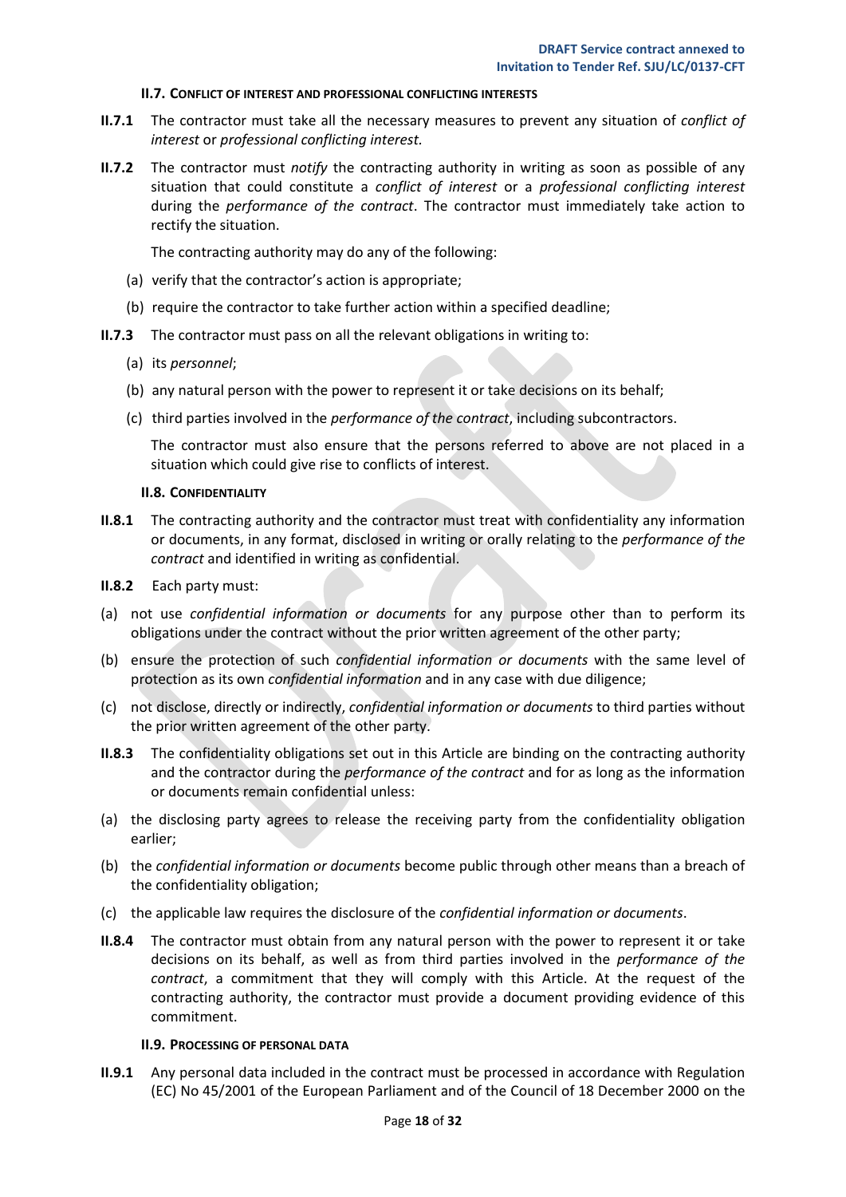### II.7. Conflict of interest and professional conflicting interests

**II.7.1** The contractor must take all the necessary measures to prevent any situation of *conflict of interest* or *professional conflicting interest.*

**II.7.2** The contractor must *notify* the contracting authority in writing as soon as possible of any situation that could constitute a *conflict of interest* or a *professional conflicting interest* during the *performance of the contract*. The contractor must immediately take action to rectify the situation.

The contracting authority may do any of the following:

(a) verify that the contractor's action is appropriate;

(b) require the contractor to take further action within a specified deadline;

**II.7.3** The contractor must pass on all the relevant obligations in writing to:

(a) its *personnel*;

(b) any natural person with the power to represent it or take decisions on its behalf;

(c) third parties involved in the *performance of the contract*, including subcontractors.

The contractor must also ensure that the persons referred to above are not placed in a situation which could give rise to conflicts of interest.

### II.8. Confidentiality

**II.8.1** The contracting authority and the contractor must treat with confidentiality any information or documents, in any format, disclosed in writing or orally relating to the *performance of the contract* and identified in writing as confidential.

**II.8.2** Each party must:

(a) not use *confidential information or documents* for any purpose other than to perform its obligations under the contract without the prior written agreement of the other party;

(b) ensure the protection of such *confidential information or documents* with the same level of protection as its own *confidential information* and in any case with due diligence;

(c) not disclose, directly or indirectly, *confidential information or documents* to third parties without the prior written agreement of the other party.

**II.8.3** The confidentiality obligations set out in this Article are binding on the contracting authority and the contractor during the *performance of the contract* and for as long as the information or documents remain confidential unless:

(a) the disclosing party agrees to release the receiving party from the confidentiality obligation earlier;

(b) the *confidential information or documents* become public through other means than a breach of the confidentiality obligation;

(c) the applicable law requires the disclosure of the *confidential information or documents*.

**II.8.4** The contractor must obtain from any natural person with the power to represent it or take decisions on its behalf, as well as from third parties involved in the *performance of the contract*, a commitment that they will comply with this Article. At the request of the contracting authority, the contractor must provide a document providing evidence of this commitment.

### II.9. Processing of personal data

**II.9.1** Any personal data included in the contract must be processed in accordance with Regulation (EC) No 45/2001 of the European Parliament and of the Council of 18 December 2000 on the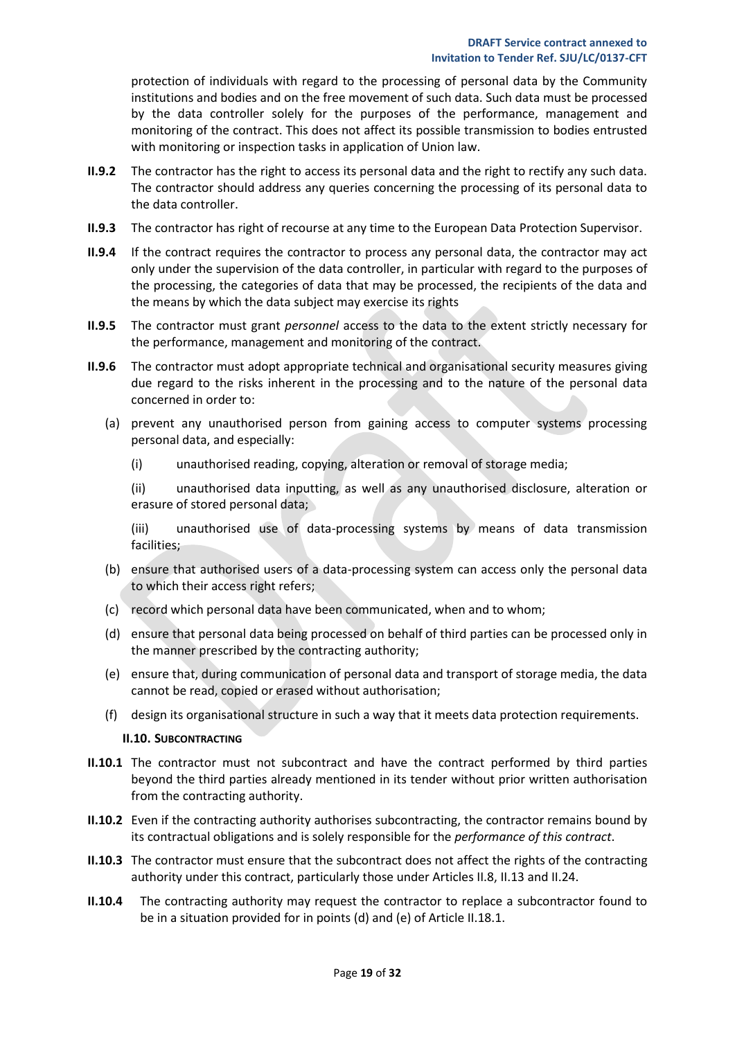protection of individuals with regard to the processing of personal data by the Community institutions and bodies and on the free movement of such data. Such data must be processed by the data controller solely for the purposes of the performance, management and monitoring of the contract. This does not affect its possible transmission to bodies entrusted with monitoring or inspection tasks in application of Union law.

**II.9.2** The contractor has the right to access its personal data and the right to rectify any such data. The contractor should address any queries concerning the processing of its personal data to the data controller.

**II.9.3** The contractor has right of recourse at any time to the European Data Protection Supervisor.

**II.9.4** If the contract requires the contractor to process any personal data, the contractor may act only under the supervision of the data controller, in particular with regard to the purposes of the processing, the categories of data that may be processed, the recipients of the data and the means by which the data subject may exercise its rights

**II.9.5** The contractor must grant *personnel* access to the data to the extent strictly necessary for the performance, management and monitoring of the contract.

**II.9.6** The contractor must adopt appropriate technical and organisational security measures giving due regard to the risks inherent in the processing and to the nature of the personal data concerned in order to:

(a) prevent any unauthorised person from gaining access to computer systems processing personal data, and especially:

(i) unauthorised reading, copying, alteration or removal of storage media;

(ii) unauthorised data inputting, as well as any unauthorised disclosure, alteration or erasure of stored personal data;

(iii) unauthorised use of data-processing systems by means of data transmission facilities;

(b) ensure that authorised users of a data-processing system can access only the personal data to which their access right refers;

(c) record which personal data have been communicated, when and to whom;

(d) ensure that personal data being processed on behalf of third parties can be processed only in the manner prescribed by the contracting authority;

(e) ensure that, during communication of personal data and transport of storage media, the data cannot be read, copied or erased without authorisation;

(f) design its organisational structure in such a way that it meets data protection requirements.

### II.10. SUBCONTRACTING

**II.10.1** The contractor must not subcontract and have the contract performed by third parties beyond the third parties already mentioned in its tender without prior written authorisation from the contracting authority.

**II.10.2** Even if the contracting authority authorises subcontracting, the contractor remains bound by its contractual obligations and is solely responsible for the *performance of this contract*.

**II.10.3** The contractor must ensure that the subcontract does not affect the rights of the contracting authority under this contract, particularly those under Articles II.8, II.13 and II.24.

**II.10.4** The contracting authority may request the contractor to replace a subcontractor found to be in a situation provided for in points (d) and (e) of Article II.18.1.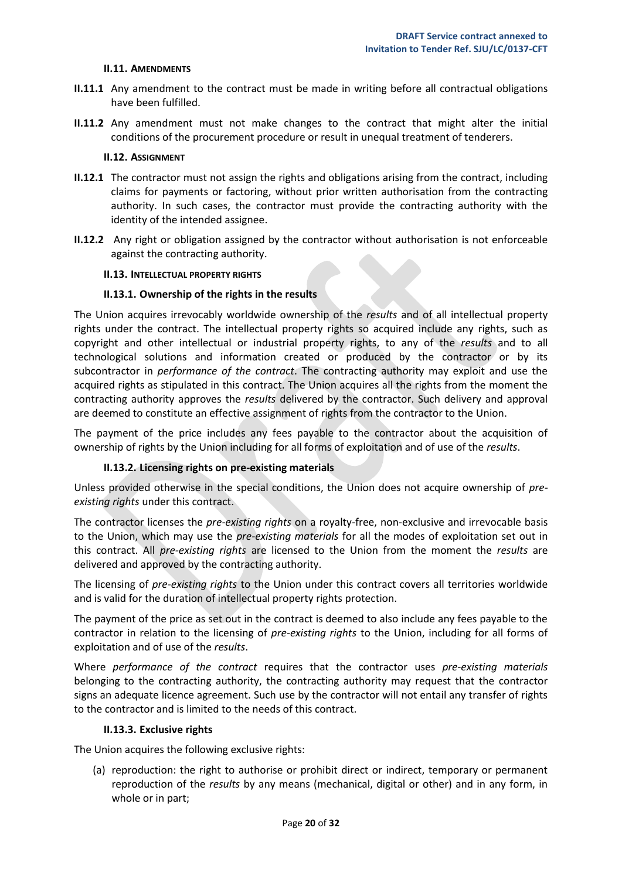#### II.11. Amendments

**II.11.1** Any amendment to the contract must be made in writing before all contractual obligations have been fulfilled.

**II.11.2** Any amendment must not make changes to the contract that might alter the initial conditions of the procurement procedure or result in unequal treatment of tenderers.

#### II.12. Assignment

**II.12.1** The contractor must not assign the rights and obligations arising from the contract, including claims for payments or factoring, without prior written authorisation from the contracting authority. In such cases, the contractor must provide the contracting authority with the identity of the intended assignee.

**II.12.2** Any right or obligation assigned by the contractor without authorisation is not enforceable against the contracting authority.

#### II.13. Intellectual property rights

#### II.13.1. Ownership of the rights in the results

The Union acquires irrevocably worldwide ownership of the *results* and of all intellectual property rights under the contract. The intellectual property rights so acquired include any rights, such as copyright and other intellectual or industrial property rights, to any of the *results* and to all technological solutions and information created or produced by the contractor or by its subcontractor in *performance of the contract*. The contracting authority may exploit and use the acquired rights as stipulated in this contract. The Union acquires all the rights from the moment the contracting authority approves the *results* delivered by the contractor. Such delivery and approval are deemed to constitute an effective assignment of rights from the contractor to the Union.

The payment of the price includes any fees payable to the contractor about the acquisition of ownership of rights by the Union including for all forms of exploitation and of use of the *results*.

#### II.13.2. Licensing rights on pre-existing materials

Unless provided otherwise in the special conditions, the Union does not acquire ownership of *pre-existing rights* under this contract.

The contractor licenses the *pre-existing rights* on a royalty-free, non-exclusive and irrevocable basis to the Union, which may use the *pre-existing materials* for all the modes of exploitation set out in this contract. All *pre-existing rights* are licensed to the Union from the moment the *results* are delivered and approved by the contracting authority.

The licensing of *pre-existing rights* to the Union under this contract covers all territories worldwide and is valid for the duration of intellectual property rights protection.

The payment of the price as set out in the contract is deemed to also include any fees payable to the contractor in relation to the licensing of *pre-existing rights* to the Union, including for all forms of exploitation and of use of the *results*.

Where *performance of the contract* requires that the contractor uses *pre-existing materials* belonging to the contracting authority, the contracting authority may request that the contractor signs an adequate licence agreement. Such use by the contractor will not entail any transfer of rights to the contractor and is limited to the needs of this contract.

#### II.13.3. Exclusive rights

The Union acquires the following exclusive rights:

(a) reproduction: the right to authorise or prohibit direct or indirect, temporary or permanent reproduction of the *results* by any means (mechanical, digital or other) and in any form, in whole or in part;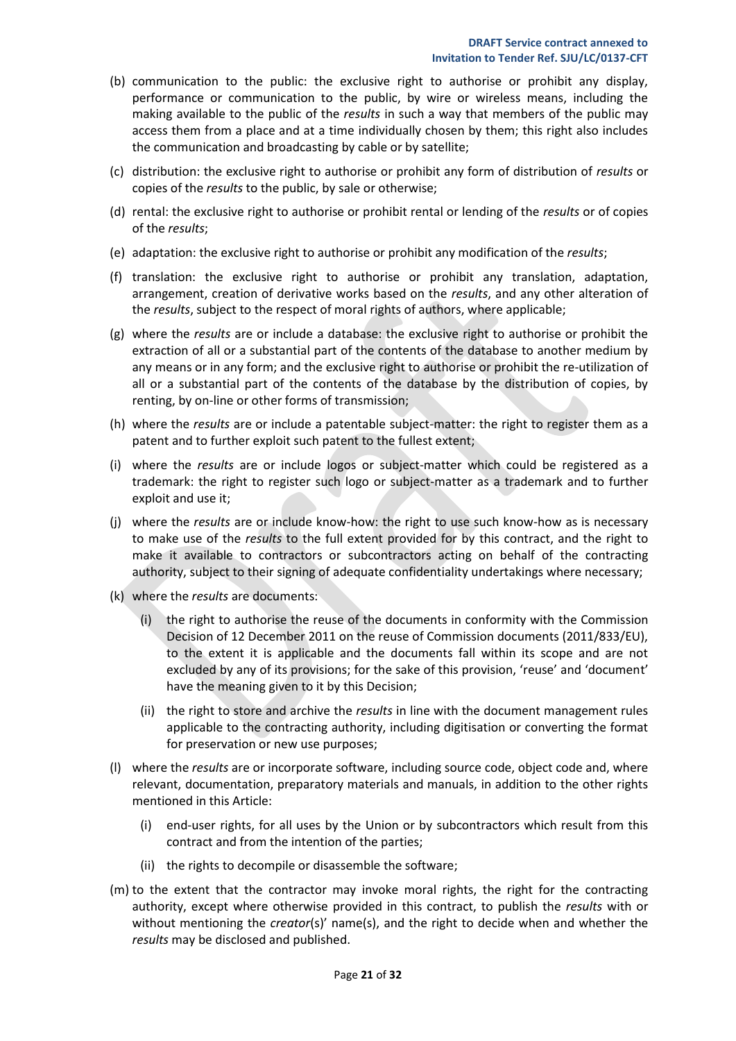(b) communication to the public: the exclusive right to authorise or prohibit any display, performance or communication to the public, by wire or wireless means, including the making available to the public of the *results* in such a way that members of the public may access them from a place and at a time individually chosen by them; this right also includes the communication and broadcasting by cable or by satellite;

(c) distribution: the exclusive right to authorise or prohibit any form of distribution of *results* or copies of the *results* to the public, by sale or otherwise;

(d) rental: the exclusive right to authorise or prohibit rental or lending of the *results* or of copies of the *results*;

(e) adaptation: the exclusive right to authorise or prohibit any modification of the *results*;

(f) translation: the exclusive right to authorise or prohibit any translation, adaptation, arrangement, creation of derivative works based on the *results*, and any other alteration of the *results*, subject to the respect of moral rights of authors, where applicable;

(g) where the *results* are or include a database: the exclusive right to authorise or prohibit the extraction of all or a substantial part of the contents of the database to another medium by any means or in any form; and the exclusive right to authorise or prohibit the re-utilization of all or a substantial part of the contents of the database by the distribution of copies, by renting, by on-line or other forms of transmission;

(h) where the *results* are or include a patentable subject-matter: the right to register them as a patent and to further exploit such patent to the fullest extent;

(i) where the *results* are or include logos or subject-matter which could be registered as a trademark: the right to register such logo or subject-matter as a trademark and to further exploit and use it;

(j) where the *results* are or include know-how: the right to use such know-how as is necessary to make use of the *results* to the full extent provided for by this contract, and the right to make it available to contractors or subcontractors acting on behalf of the contracting authority, subject to their signing of adequate confidentiality undertakings where necessary;

(k) where the *results* are documents:

   (i) the right to authorise the reuse of the documents in conformity with the Commission Decision of 12 December 2011 on the reuse of Commission documents (2011/833/EU), to the extent it is applicable and the documents fall within its scope and are not excluded by any of its provisions; for the sake of this provision, 'reuse' and 'document' have the meaning given to it by this Decision;

   (ii) the right to store and archive the *results* in line with the document management rules applicable to the contracting authority, including digitisation or converting the format for preservation or new use purposes;

(l) where the *results* are or incorporate software, including source code, object code and, where relevant, documentation, preparatory materials and manuals, in addition to the other rights mentioned in this Article:

   (i) end-user rights, for all uses by the Union or by subcontractors which result from this contract and from the intention of the parties;

   (ii) the rights to decompile or disassemble the software;

(m) to the extent that the contractor may invoke moral rights, the right for the contracting authority, except where otherwise provided in this contract, to publish the *results* with or without mentioning the *creator*(s)' name(s), and the right to decide when and whether the *results* may be disclosed and published.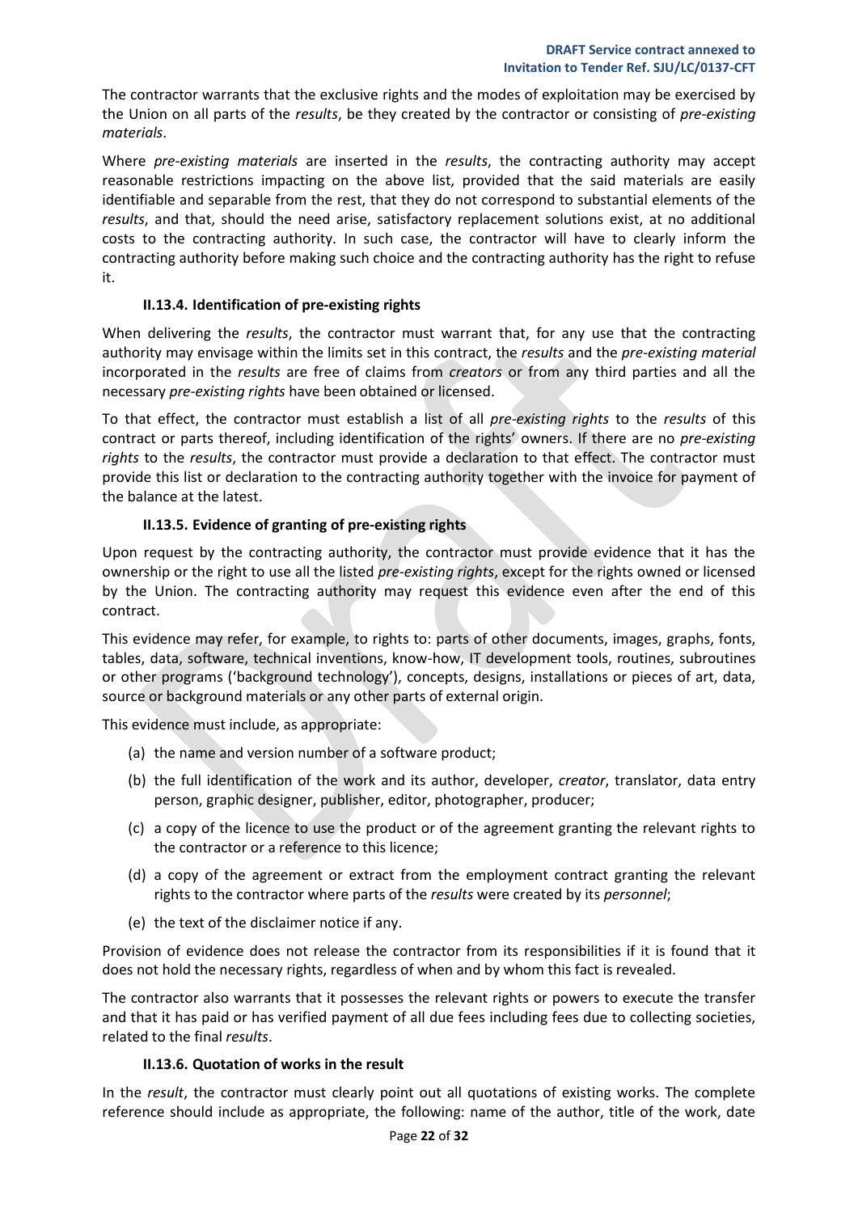The contractor warrants that the exclusive rights and the modes of exploitation may be exercised by the Union on all parts of the *results*, be they created by the contractor or consisting of *pre-existing materials*.

Where *pre-existing materials* are inserted in the *results*, the contracting authority may accept reasonable restrictions impacting on the above list, provided that the said materials are easily identifiable and separable from the rest, that they do not correspond to substantial elements of the *results*, and that, should the need arise, satisfactory replacement solutions exist, at no additional costs to the contracting authority. In such case, the contractor will have to clearly inform the contracting authority before making such choice and the contracting authority has the right to refuse it.

#### II.13.4. Identification of pre-existing rights

When delivering the *results*, the contractor must warrant that, for any use that the contracting authority may envisage within the limits set in this contract, the *results* and the *pre-existing material* incorporated in the *results* are free of claims from *creators* or from any third parties and all the necessary *pre-existing rights* have been obtained or licensed.

To that effect, the contractor must establish a list of all *pre-existing rights* to the *results* of this contract or parts thereof, including identification of the rights' owners. If there are no *pre-existing rights* to the *results*, the contractor must provide a declaration to that effect. The contractor must provide this list or declaration to the contracting authority together with the invoice for payment of the balance at the latest.

#### II.13.5. Evidence of granting of pre-existing rights

Upon request by the contracting authority, the contractor must provide evidence that it has the ownership or the right to use all the listed *pre-existing rights*, except for the rights owned or licensed by the Union. The contracting authority may request this evidence even after the end of this contract.

This evidence may refer, for example, to rights to: parts of other documents, images, graphs, fonts, tables, data, software, technical inventions, know-how, IT development tools, routines, subroutines or other programs ('background technology'), concepts, designs, installations or pieces of art, data, source or background materials or any other parts of external origin.

This evidence must include, as appropriate:

(a) the name and version number of a software product;

(b) the full identification of the work and its author, developer, *creator*, translator, data entry person, graphic designer, publisher, editor, photographer, producer;

(c) a copy of the licence to use the product or of the agreement granting the relevant rights to the contractor or a reference to this licence;

(d) a copy of the agreement or extract from the employment contract granting the relevant rights to the contractor where parts of the *results* were created by its *personnel*;

(e) the text of the disclaimer notice if any.

Provision of evidence does not release the contractor from its responsibilities if it is found that it does not hold the necessary rights, regardless of when and by whom this fact is revealed.

The contractor also warrants that it possesses the relevant rights or powers to execute the transfer and that it has paid or has verified payment of all due fees including fees due to collecting societies, related to the final *results*.

#### II.13.6. Quotation of works in the result

In the *result*, the contractor must clearly point out all quotations of existing works. The complete reference should include as appropriate, the following: name of the author, title of the work, date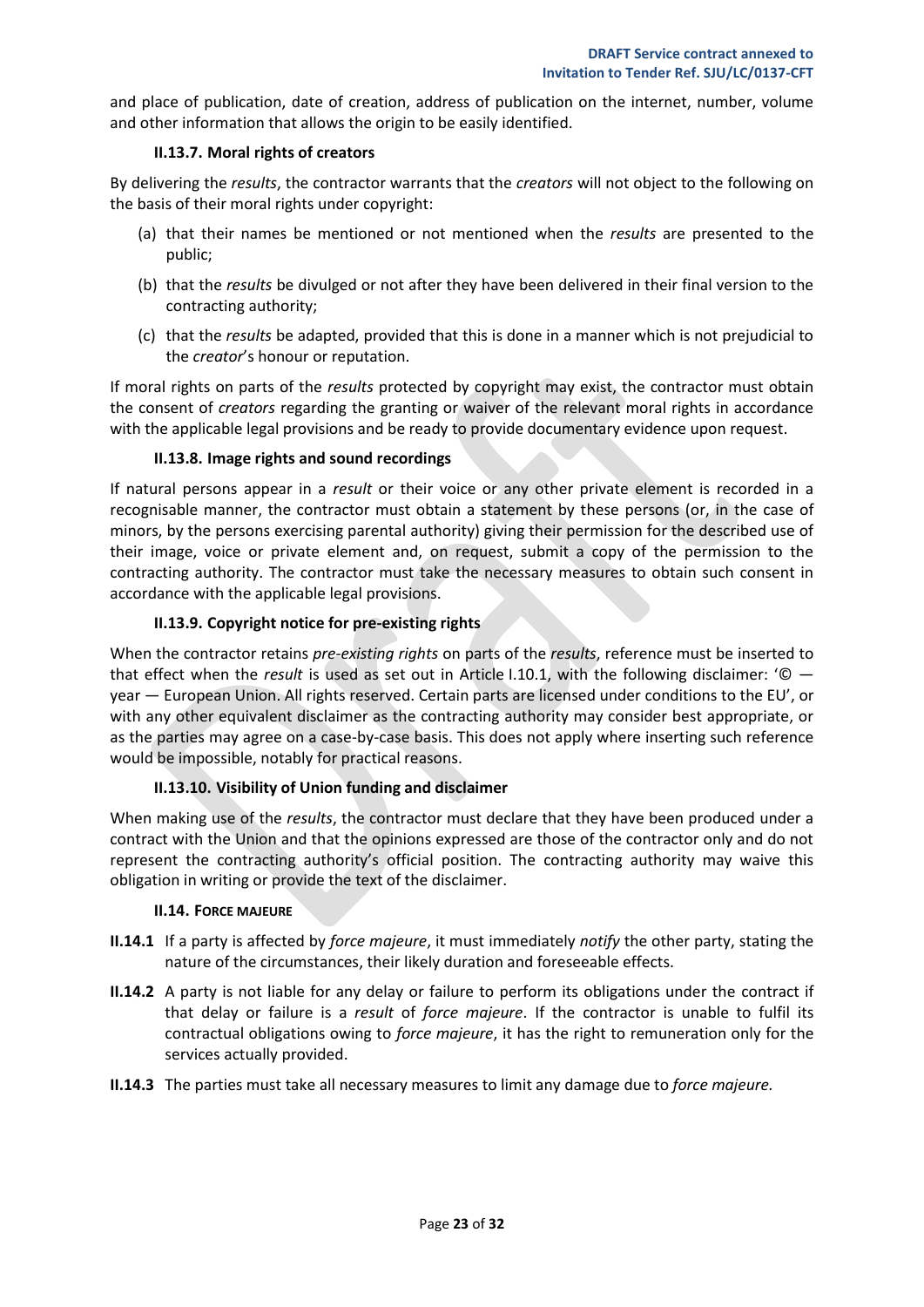and place of publication, date of creation, address of publication on the internet, number, volume and other information that allows the origin to be easily identified.

#### II.13.7. Moral rights of creators

By delivering the *results*, the contractor warrants that the *creators* will not object to the following on the basis of their moral rights under copyright:

(a) that their names be mentioned or not mentioned when the *results* are presented to the public;

(b) that the *results* be divulged or not after they have been delivered in their final version to the contracting authority;

(c) that the *results* be adapted, provided that this is done in a manner which is not prejudicial to the *creator*'s honour or reputation.

If moral rights on parts of the *results* protected by copyright may exist, the contractor must obtain the consent of *creators* regarding the granting or waiver of the relevant moral rights in accordance with the applicable legal provisions and be ready to provide documentary evidence upon request.

#### II.13.8. Image rights and sound recordings

If natural persons appear in a *result* or their voice or any other private element is recorded in a recognisable manner, the contractor must obtain a statement by these persons (or, in the case of minors, by the persons exercising parental authority) giving their permission for the described use of their image, voice or private element and, on request, submit a copy of the permission to the contracting authority. The contractor must take the necessary measures to obtain such consent in accordance with the applicable legal provisions.

#### II.13.9. Copyright notice for pre-existing rights

When the contractor retains *pre-existing rights* on parts of the *results*, reference must be inserted to that effect when the *result* is used as set out in Article I.10.1, with the following disclaimer: '© — year — European Union. All rights reserved. Certain parts are licensed under conditions to the EU', or with any other equivalent disclaimer as the contracting authority may consider best appropriate, or as the parties may agree on a case-by-case basis. This does not apply where inserting such reference would be impossible, notably for practical reasons.

#### II.13.10. Visibility of Union funding and disclaimer

When making use of the *results*, the contractor must declare that they have been produced under a contract with the Union and that the opinions expressed are those of the contractor only and do not represent the contracting authority's official position. The contracting authority may waive this obligation in writing or provide the text of the disclaimer.

### II.14. FORCE MAJEURE

**II.14.1** If a party is affected by *force majeure*, it must immediately *notify* the other party, stating the nature of the circumstances, their likely duration and foreseeable effects.

**II.14.2** A party is not liable for any delay or failure to perform its obligations under the contract if that delay or failure is a *result* of *force majeure*. If the contractor is unable to fulfil its contractual obligations owing to *force majeure*, it has the right to remuneration only for the services actually provided.

**II.14.3** The parties must take all necessary measures to limit any damage due to *force majeure.*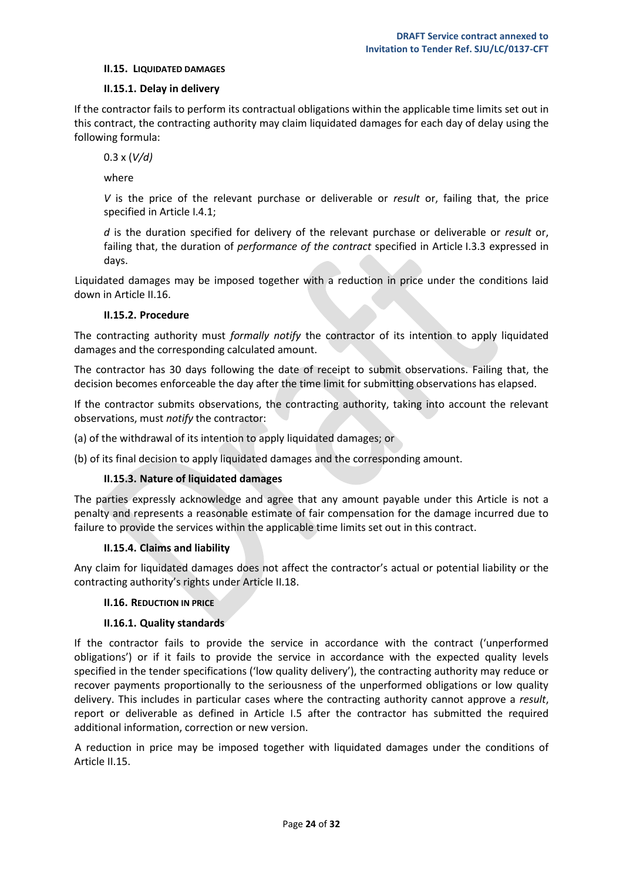### II.15. Liquidated damages

#### II.15.1. Delay in delivery

If the contractor fails to perform its contractual obligations within the applicable time limits set out in this contract, the contracting authority may claim liquidated damages for each day of delay using the following formula:

$0.3 \times (V/d)$

where

$V$ is the price of the relevant purchase or deliverable or *result* or, failing that, the price specified in Article I.4.1;

$d$ is the duration specified for delivery of the relevant purchase or deliverable or *result* or, failing that, the duration of *performance of the contract* specified in Article I.3.3 expressed in days.

Liquidated damages may be imposed together with a reduction in price under the conditions laid down in Article II.16.

#### II.15.2. Procedure

The contracting authority must *formally notify* the contractor of its intention to apply liquidated damages and the corresponding calculated amount.

The contractor has 30 days following the date of receipt to submit observations. Failing that, the decision becomes enforceable the day after the time limit for submitting observations has elapsed.

If the contractor submits observations, the contracting authority, taking into account the relevant observations, must *notify* the contractor:

(a) of the withdrawal of its intention to apply liquidated damages; or

(b) of its final decision to apply liquidated damages and the corresponding amount.

#### II.15.3. Nature of liquidated damages

The parties expressly acknowledge and agree that any amount payable under this Article is not a penalty and represents a reasonable estimate of fair compensation for the damage incurred due to failure to provide the services within the applicable time limits set out in this contract.

#### II.15.4. Claims and liability

Any claim for liquidated damages does not affect the contractor's actual or potential liability or the contracting authority's rights under Article II.18.

### II.16. Reduction in price

#### II.16.1. Quality standards

If the contractor fails to provide the service in accordance with the contract ('unperformed obligations') or if it fails to provide the service in accordance with the expected quality levels specified in the tender specifications ('low quality delivery'), the contracting authority may reduce or recover payments proportionally to the seriousness of the unperformed obligations or low quality delivery. This includes in particular cases where the contracting authority cannot approve a *result*, report or deliverable as defined in Article I.5 after the contractor has submitted the required additional information, correction or new version.

A reduction in price may be imposed together with liquidated damages under the conditions of Article II.15.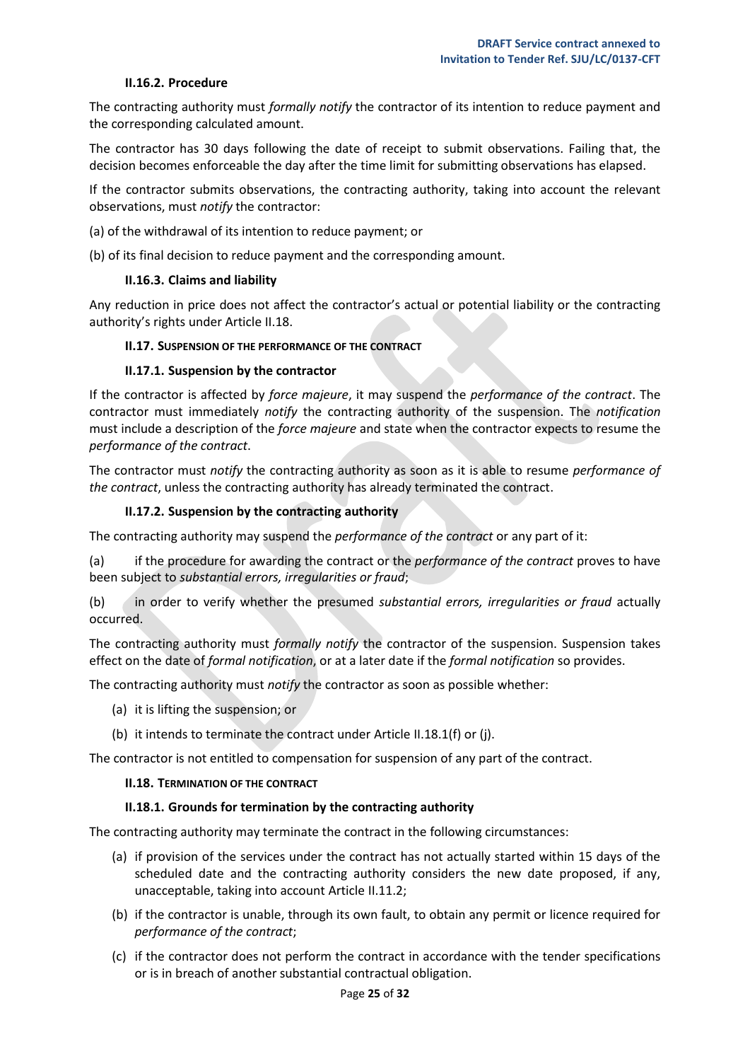#### II.16.2. Procedure

The contracting authority must *formally notify* the contractor of its intention to reduce payment and the corresponding calculated amount.

The contractor has 30 days following the date of receipt to submit observations. Failing that, the decision becomes enforceable the day after the time limit for submitting observations has elapsed.

If the contractor submits observations, the contracting authority, taking into account the relevant observations, must *notify* the contractor:

(a) of the withdrawal of its intention to reduce payment; or

(b) of its final decision to reduce payment and the corresponding amount.

#### II.16.3. Claims and liability

Any reduction in price does not affect the contractor's actual or potential liability or the contracting authority's rights under Article II.18.

### II.17. Suspension of the performance of the contract

#### II.17.1. Suspension by the contractor

If the contractor is affected by *force majeure*, it may suspend the *performance of the contract*. The contractor must immediately *notify* the contracting authority of the suspension. The *notification* must include a description of the *force majeure* and state when the contractor expects to resume the *performance of the contract*.

The contractor must *notify* the contracting authority as soon as it is able to resume *performance of the contract*, unless the contracting authority has already terminated the contract.

#### II.17.2. Suspension by the contracting authority

The contracting authority may suspend the *performance of the contract* or any part of it:

(a) if the procedure for awarding the contract or the *performance of the contract* proves to have been subject to *substantial errors, irregularities or fraud*;

(b) in order to verify whether the presumed *substantial errors, irregularities or fraud* actually occurred.

The contracting authority must *formally notify* the contractor of the suspension. Suspension takes effect on the date of *formal notification*, or at a later date if the *formal notification* so provides.

The contracting authority must *notify* the contractor as soon as possible whether:

(a) it is lifting the suspension; or

(b) it intends to terminate the contract under Article II.18.1(f) or (j).

The contractor is not entitled to compensation for suspension of any part of the contract.

### II.18. Termination of the contract

#### II.18.1. Grounds for termination by the contracting authority

The contracting authority may terminate the contract in the following circumstances:

(a) if provision of the services under the contract has not actually started within 15 days of the scheduled date and the contracting authority considers the new date proposed, if any, unacceptable, taking into account Article II.11.2;

(b) if the contractor is unable, through its own fault, to obtain any permit or licence required for *performance of the contract*;

(c) if the contractor does not perform the contract in accordance with the tender specifications or is in breach of another substantial contractual obligation.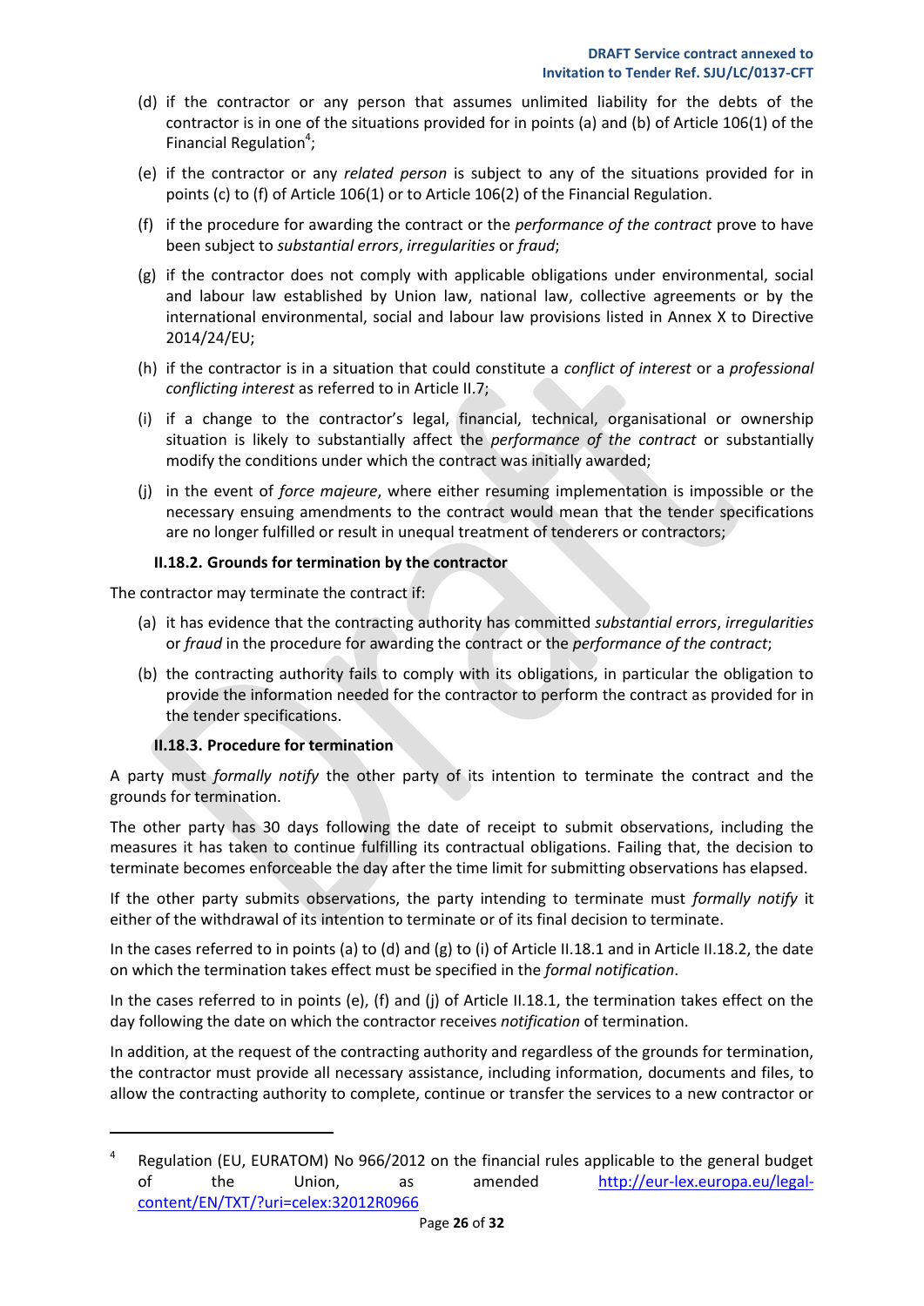(d) if the contractor or any person that assumes unlimited liability for the debts of the contractor is in one of the situations provided for in points (a) and (b) of Article 106(1) of the Financial Regulation[4];

(e) if the contractor or any *related person* is subject to any of the situations provided for in points (c) to (f) of Article 106(1) or to Article 106(2) of the Financial Regulation.

(f) if the procedure for awarding the contract or the *performance of the contract* prove to have been subject to *substantial errors*, *irregularities* or *fraud*;

(g) if the contractor does not comply with applicable obligations under environmental, social and labour law established by Union law, national law, collective agreements or by the international environmental, social and labour law provisions listed in Annex X to Directive 2014/24/EU;

(h) if the contractor is in a situation that could constitute a *conflict of interest* or a *professional conflicting interest* as referred to in Article II.7;

(i) if a change to the contractor's legal, financial, technical, organisational or ownership situation is likely to substantially affect the *performance of the contract* or substantially modify the conditions under which the contract was initially awarded;

(j) in the event of *force majeure*, where either resuming implementation is impossible or the necessary ensuing amendments to the contract would mean that the tender specifications are no longer fulfilled or result in unequal treatment of tenderers or contractors;

### II.18.2. Grounds for termination by the contractor

The contractor may terminate the contract if:

(a) it has evidence that the contracting authority has committed *substantial errors*, *irregularities* or *fraud* in the procedure for awarding the contract or the *performance of the contract*;

(b) the contracting authority fails to comply with its obligations, in particular the obligation to provide the information needed for the contractor to perform the contract as provided for in the tender specifications.

### II.18.3. Procedure for termination

A party must *formally notify* the other party of its intention to terminate the contract and the grounds for termination.

The other party has 30 days following the date of receipt to submit observations, including the measures it has taken to continue fulfilling its contractual obligations. Failing that, the decision to terminate becomes enforceable the day after the time limit for submitting observations has elapsed.

If the other party submits observations, the party intending to terminate must *formally notify* it either of the withdrawal of its intention to terminate or of its final decision to terminate.

In the cases referred to in points (a) to (d) and (g) to (i) of Article II.18.1 and in Article II.18.2, the date on which the termination takes effect must be specified in the *formal notification*.

In the cases referred to in points (e), (f) and (j) of Article II.18.1, the termination takes effect on the day following the date on which the contractor receives *notification* of termination.

In addition, at the request of the contracting authority and regardless of the grounds for termination, the contractor must provide all necessary assistance, including information, documents and files, to allow the contracting authority to complete, continue or transfer the services to a new contractor or

---

[4] Regulation (EU, EURATOM) No 966/2012 on the financial rules applicable to the general budget of the Union, as amended http://eur-lex.europa.eu/legal-content/EN/TXT/?uri=celex:32012R0966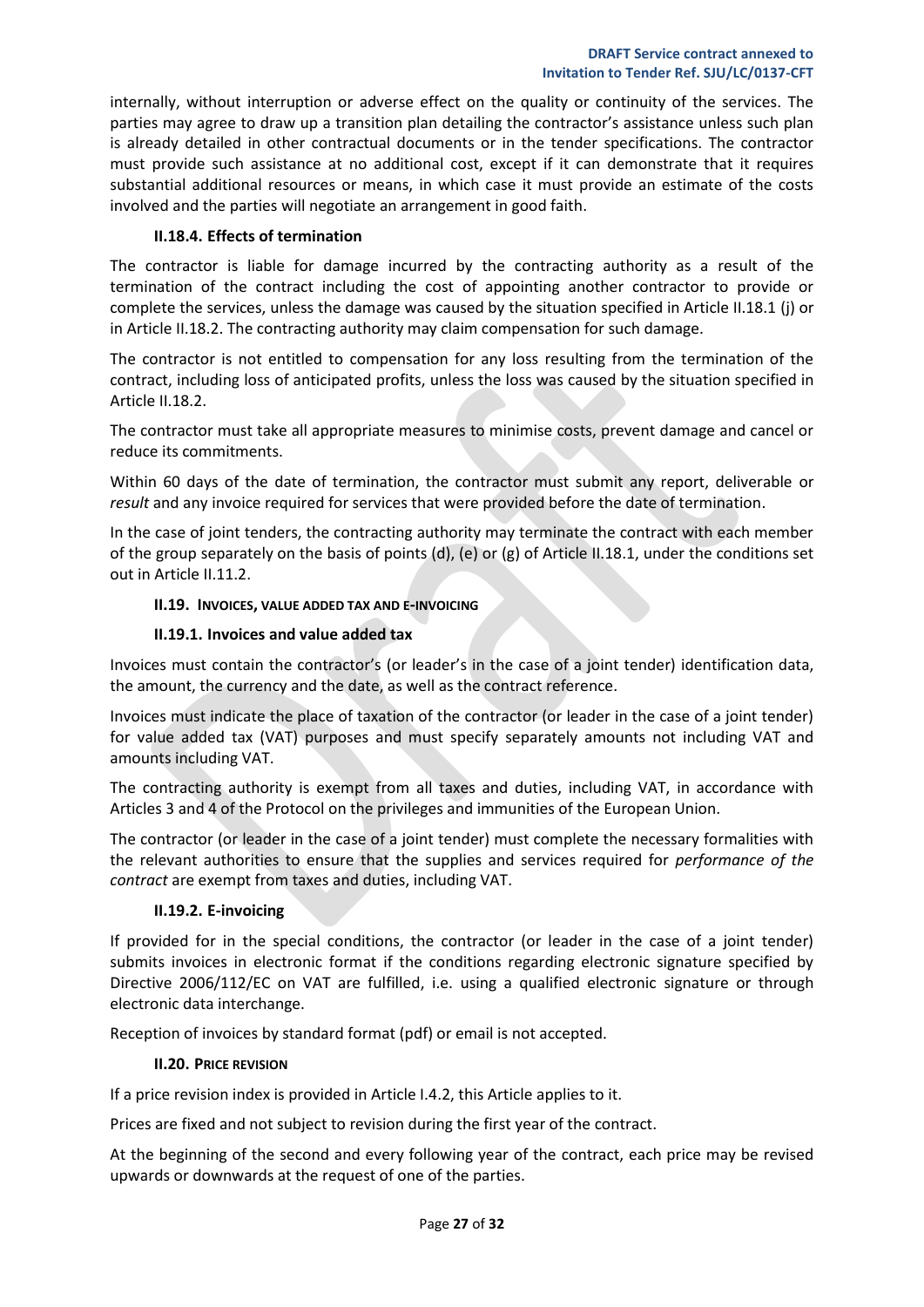internally, without interruption or adverse effect on the quality or continuity of the services. The parties may agree to draw up a transition plan detailing the contractor's assistance unless such plan is already detailed in other contractual documents or in the tender specifications. The contractor must provide such assistance at no additional cost, except if it can demonstrate that it requires substantial additional resources or means, in which case it must provide an estimate of the costs involved and the parties will negotiate an arrangement in good faith.

#### II.18.4. Effects of termination

The contractor is liable for damage incurred by the contracting authority as a result of the termination of the contract including the cost of appointing another contractor to provide or complete the services, unless the damage was caused by the situation specified in Article II.18.1 (j) or in Article II.18.2. The contracting authority may claim compensation for such damage.

The contractor is not entitled to compensation for any loss resulting from the termination of the contract, including loss of anticipated profits, unless the loss was caused by the situation specified in Article II.18.2.

The contractor must take all appropriate measures to minimise costs, prevent damage and cancel or reduce its commitments.

Within 60 days of the date of termination, the contractor must submit any report, deliverable or *result* and any invoice required for services that were provided before the date of termination.

In the case of joint tenders, the contracting authority may terminate the contract with each member of the group separately on the basis of points (d), (e) or (g) of Article II.18.1, under the conditions set out in Article II.11.2.

### II.19. Invoices, value added tax and e-invoicing

#### II.19.1. Invoices and value added tax

Invoices must contain the contractor's (or leader's in the case of a joint tender) identification data, the amount, the currency and the date, as well as the contract reference.

Invoices must indicate the place of taxation of the contractor (or leader in the case of a joint tender) for value added tax (VAT) purposes and must specify separately amounts not including VAT and amounts including VAT.

The contracting authority is exempt from all taxes and duties, including VAT, in accordance with Articles 3 and 4 of the Protocol on the privileges and immunities of the European Union.

The contractor (or leader in the case of a joint tender) must complete the necessary formalities with the relevant authorities to ensure that the supplies and services required for *performance of the contract* are exempt from taxes and duties, including VAT.

#### II.19.2. E-invoicing

If provided for in the special conditions, the contractor (or leader in the case of a joint tender) submits invoices in electronic format if the conditions regarding electronic signature specified by Directive 2006/112/EC on VAT are fulfilled, i.e. using a qualified electronic signature or through electronic data interchange.

Reception of invoices by standard format (pdf) or email is not accepted.

### II.20. Price revision

If a price revision index is provided in Article I.4.2, this Article applies to it.

Prices are fixed and not subject to revision during the first year of the contract.

At the beginning of the second and every following year of the contract, each price may be revised upwards or downwards at the request of one of the parties.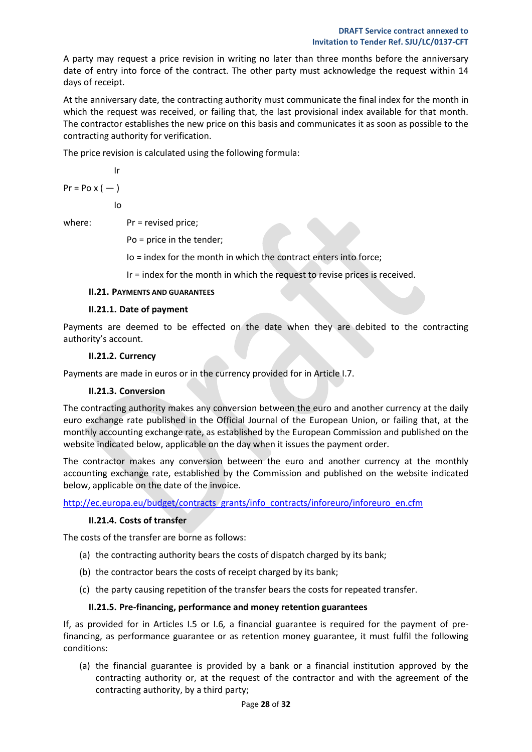A party may request a price revision in writing no later than three months before the anniversary date of entry into force of the contract. The other party must acknowledge the request within 14 days of receipt.

At the anniversary date, the contracting authority must communicate the final index for the month in which the request was received, or failing that, the last provisional index available for that month. The contractor establishes the new price on this basis and communicates it as soon as possible to the contracting authority for verification.

The price revision is calculated using the following formula:

$$Pr = Po \times \left( \frac{Ir}{Io} \right)$$

where:

- Pr = revised price;
- Po = price in the tender;
- Io = index for the month in which the contract enters into force;
- Ir = index for the month in which the request to revise prices is received.

### II.21. Payments and guarantees

#### II.21.1. Date of payment

Payments are deemed to be effected on the date when they are debited to the contracting authority's account.

#### II.21.2. Currency

Payments are made in euros or in the currency provided for in Article I.7.

#### II.21.3. Conversion

The contracting authority makes any conversion between the euro and another currency at the daily euro exchange rate published in the Official Journal of the European Union, or failing that, at the monthly accounting exchange rate, as established by the European Commission and published on the website indicated below, applicable on the day when it issues the payment order.

The contractor makes any conversion between the euro and another currency at the monthly accounting exchange rate, established by the Commission and published on the website indicated below, applicable on the date of the invoice.

http://ec.europa.eu/budget/contracts_grants/info_contracts/inforeuro/inforeuro_en.cfm

#### II.21.4. Costs of transfer

The costs of the transfer are borne as follows:

(a) the contracting authority bears the costs of dispatch charged by its bank;

(b) the contractor bears the costs of receipt charged by its bank;

(c) the party causing repetition of the transfer bears the costs for repeated transfer.

#### II.21.5. Pre-financing, performance and money retention guarantees

If, as provided for in Articles I.5 or I.6*,* a financial guarantee is required for the payment of pre-financing, as performance guarantee or as retention money guarantee, it must fulfil the following conditions:

(a) the financial guarantee is provided by a bank or a financial institution approved by the contracting authority or, at the request of the contractor and with the agreement of the contracting authority, by a third party;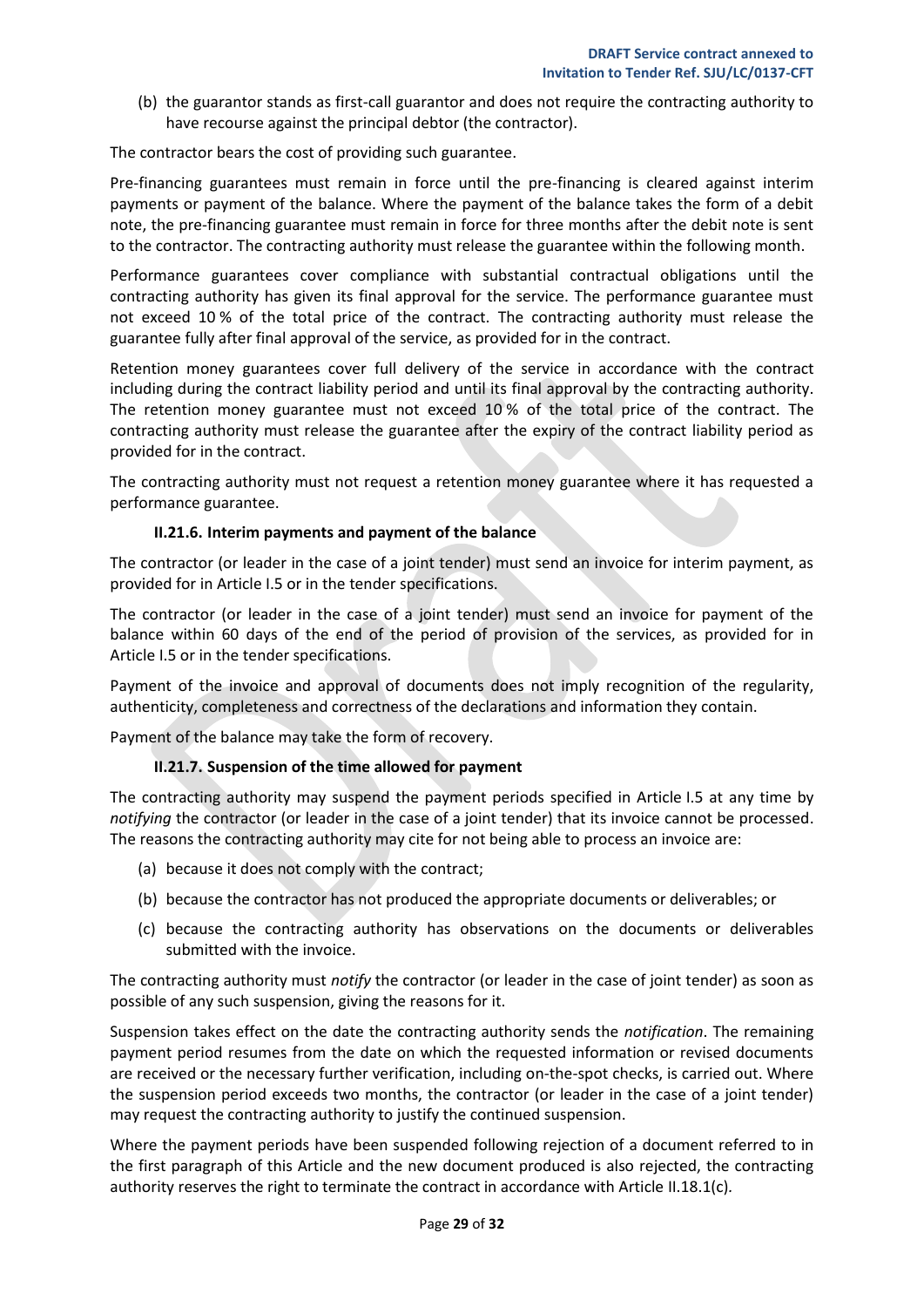(b) the guarantor stands as first-call guarantor and does not require the contracting authority to have recourse against the principal debtor (the contractor).

The contractor bears the cost of providing such guarantee.

Pre-financing guarantees must remain in force until the pre-financing is cleared against interim payments or payment of the balance. Where the payment of the balance takes the form of a debit note, the pre-financing guarantee must remain in force for three months after the debit note is sent to the contractor. The contracting authority must release the guarantee within the following month.

Performance guarantees cover compliance with substantial contractual obligations until the contracting authority has given its final approval for the service. The performance guarantee must not exceed 10 % of the total price of the contract. The contracting authority must release the guarantee fully after final approval of the service, as provided for in the contract.

Retention money guarantees cover full delivery of the service in accordance with the contract including during the contract liability period and until its final approval by the contracting authority. The retention money guarantee must not exceed 10 % of the total price of the contract. The contracting authority must release the guarantee after the expiry of the contract liability period as provided for in the contract.

The contracting authority must not request a retention money guarantee where it has requested a performance guarantee.

#### II.21.6. Interim payments and payment of the balance

The contractor (or leader in the case of a joint tender) must send an invoice for interim payment, as provided for in Article I.5 or in the tender specifications.

The contractor (or leader in the case of a joint tender) must send an invoice for payment of the balance within 60 days of the end of the period of provision of the services, as provided for in Article I.5 or in the tender specifications.

Payment of the invoice and approval of documents does not imply recognition of the regularity, authenticity, completeness and correctness of the declarations and information they contain.

Payment of the balance may take the form of recovery.

#### II.21.7. Suspension of the time allowed for payment

The contracting authority may suspend the payment periods specified in Article I.5 at any time by *notifying* the contractor (or leader in the case of a joint tender) that its invoice cannot be processed. The reasons the contracting authority may cite for not being able to process an invoice are:

(a) because it does not comply with the contract;

(b) because the contractor has not produced the appropriate documents or deliverables; or

(c) because the contracting authority has observations on the documents or deliverables submitted with the invoice.

The contracting authority must *notify* the contractor (or leader in the case of joint tender) as soon as possible of any such suspension, giving the reasons for it.

Suspension takes effect on the date the contracting authority sends the *notification*. The remaining payment period resumes from the date on which the requested information or revised documents are received or the necessary further verification, including on-the-spot checks, is carried out. Where the suspension period exceeds two months, the contractor (or leader in the case of a joint tender) may request the contracting authority to justify the continued suspension.

Where the payment periods have been suspended following rejection of a document referred to in the first paragraph of this Article and the new document produced is also rejected, the contracting authority reserves the right to terminate the contract in accordance with Article II.18.1(c).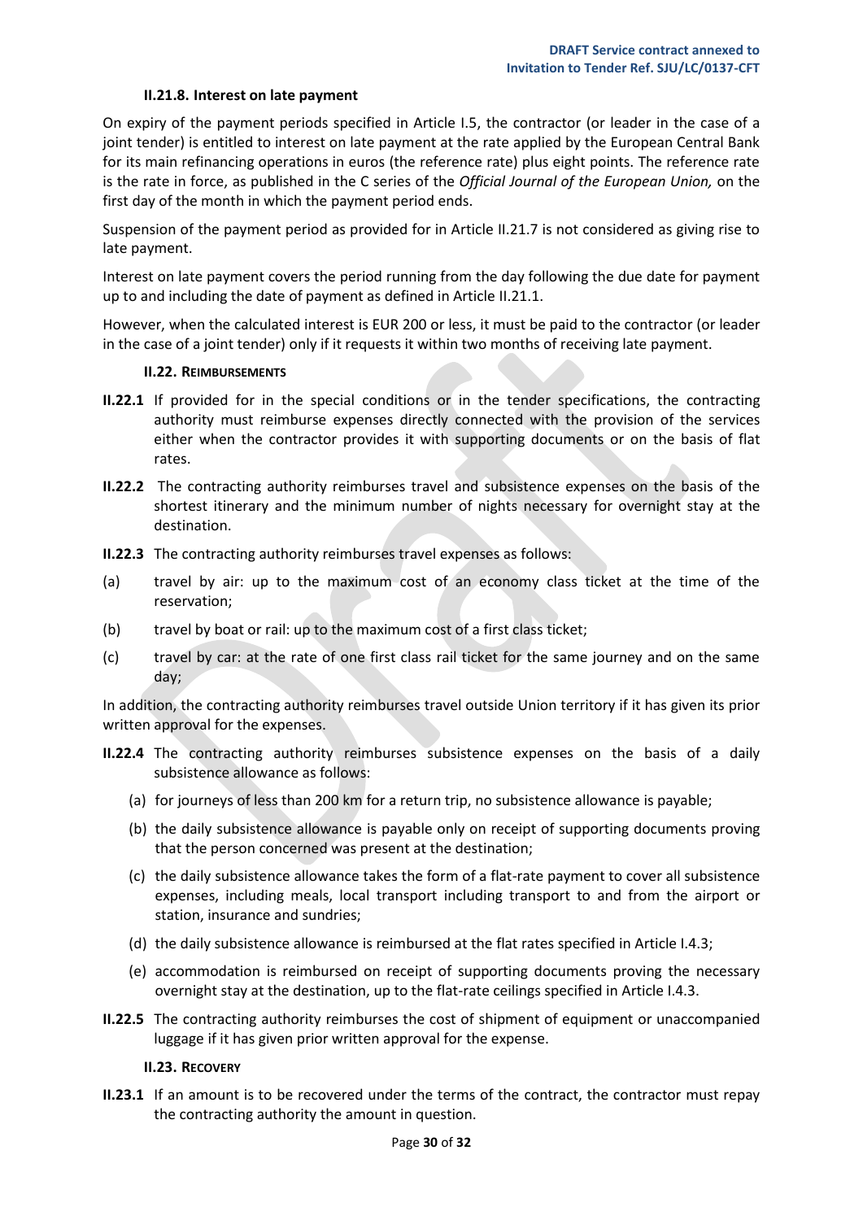#### II.21.8. Interest on late payment

On expiry of the payment periods specified in Article I.5, the contractor (or leader in the case of a joint tender) is entitled to interest on late payment at the rate applied by the European Central Bank for its main refinancing operations in euros (the reference rate) plus eight points. The reference rate is the rate in force, as published in the C series of the *Official Journal of the European Union,* on the first day of the month in which the payment period ends.

Suspension of the payment period as provided for in Article II.21.7 is not considered as giving rise to late payment.

Interest on late payment covers the period running from the day following the due date for payment up to and including the date of payment as defined in Article II.21.1.

However, when the calculated interest is EUR 200 or less, it must be paid to the contractor (or leader in the case of a joint tender) only if it requests it within two months of receiving late payment.

### II.22. Reimbursements

**II.22.1** If provided for in the special conditions or in the tender specifications, the contracting authority must reimburse expenses directly connected with the provision of the services either when the contractor provides it with supporting documents or on the basis of flat rates.

**II.22.2** The contracting authority reimburses travel and subsistence expenses on the basis of the shortest itinerary and the minimum number of nights necessary for overnight stay at the destination.

**II.22.3** The contracting authority reimburses travel expenses as follows:

(a) travel by air: up to the maximum cost of an economy class ticket at the time of the reservation;

(b) travel by boat or rail: up to the maximum cost of a first class ticket;

(c) travel by car: at the rate of one first class rail ticket for the same journey and on the same day;

In addition, the contracting authority reimburses travel outside Union territory if it has given its prior written approval for the expenses.

**II.22.4** The contracting authority reimburses subsistence expenses on the basis of a daily subsistence allowance as follows:

(a) for journeys of less than 200 km for a return trip, no subsistence allowance is payable;

(b) the daily subsistence allowance is payable only on receipt of supporting documents proving that the person concerned was present at the destination;

(c) the daily subsistence allowance takes the form of a flat-rate payment to cover all subsistence expenses, including meals, local transport including transport to and from the airport or station, insurance and sundries;

(d) the daily subsistence allowance is reimbursed at the flat rates specified in Article I.4.3;

(e) accommodation is reimbursed on receipt of supporting documents proving the necessary overnight stay at the destination, up to the flat-rate ceilings specified in Article I.4.3.

**II.22.5** The contracting authority reimburses the cost of shipment of equipment or unaccompanied luggage if it has given prior written approval for the expense.

### II.23. Recovery

**II.23.1** If an amount is to be recovered under the terms of the contract, the contractor must repay the contracting authority the amount in question.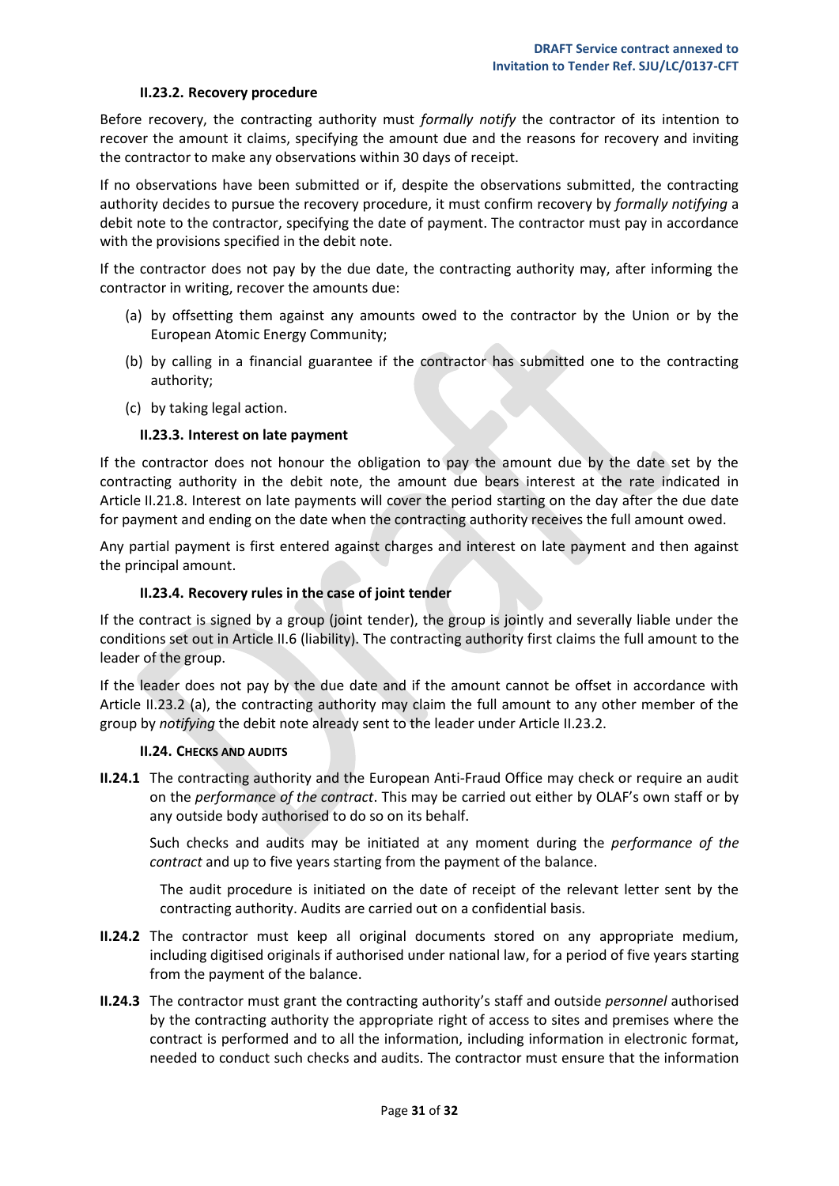#### II.23.2. Recovery procedure

Before recovery, the contracting authority must *formally notify* the contractor of its intention to recover the amount it claims, specifying the amount due and the reasons for recovery and inviting the contractor to make any observations within 30 days of receipt.

If no observations have been submitted or if, despite the observations submitted, the contracting authority decides to pursue the recovery procedure, it must confirm recovery by *formally notifying* a debit note to the contractor, specifying the date of payment. The contractor must pay in accordance with the provisions specified in the debit note.

If the contractor does not pay by the due date, the contracting authority may, after informing the contractor in writing, recover the amounts due:

(a) by offsetting them against any amounts owed to the contractor by the Union or by the European Atomic Energy Community;

(b) by calling in a financial guarantee if the contractor has submitted one to the contracting authority;

(c) by taking legal action.

#### II.23.3. Interest on late payment

If the contractor does not honour the obligation to pay the amount due by the date set by the contracting authority in the debit note, the amount due bears interest at the rate indicated in Article II.21.8. Interest on late payments will cover the period starting on the day after the due date for payment and ending on the date when the contracting authority receives the full amount owed.

Any partial payment is first entered against charges and interest on late payment and then against the principal amount.

#### II.23.4. Recovery rules in the case of joint tender

If the contract is signed by a group (joint tender), the group is jointly and severally liable under the conditions set out in Article II.6 (liability). The contracting authority first claims the full amount to the leader of the group.

If the leader does not pay by the due date and if the amount cannot be offset in accordance with Article II.23.2 (a), the contracting authority may claim the full amount to any other member of the group by *notifying* the debit note already sent to the leader under Article II.23.2.

### II.24. Checks and audits

**II.24.1** The contracting authority and the European Anti-Fraud Office may check or require an audit on the *performance of the contract*. This may be carried out either by OLAF's own staff or by any outside body authorised to do so on its behalf.

Such checks and audits may be initiated at any moment during the *performance of the contract* and up to five years starting from the payment of the balance.

The audit procedure is initiated on the date of receipt of the relevant letter sent by the contracting authority. Audits are carried out on a confidential basis.

**II.24.2** The contractor must keep all original documents stored on any appropriate medium, including digitised originals if authorised under national law, for a period of five years starting from the payment of the balance.

**II.24.3** The contractor must grant the contracting authority's staff and outside *personnel* authorised by the contracting authority the appropriate right of access to sites and premises where the contract is performed and to all the information, including information in electronic format, needed to conduct such checks and audits. The contractor must ensure that the information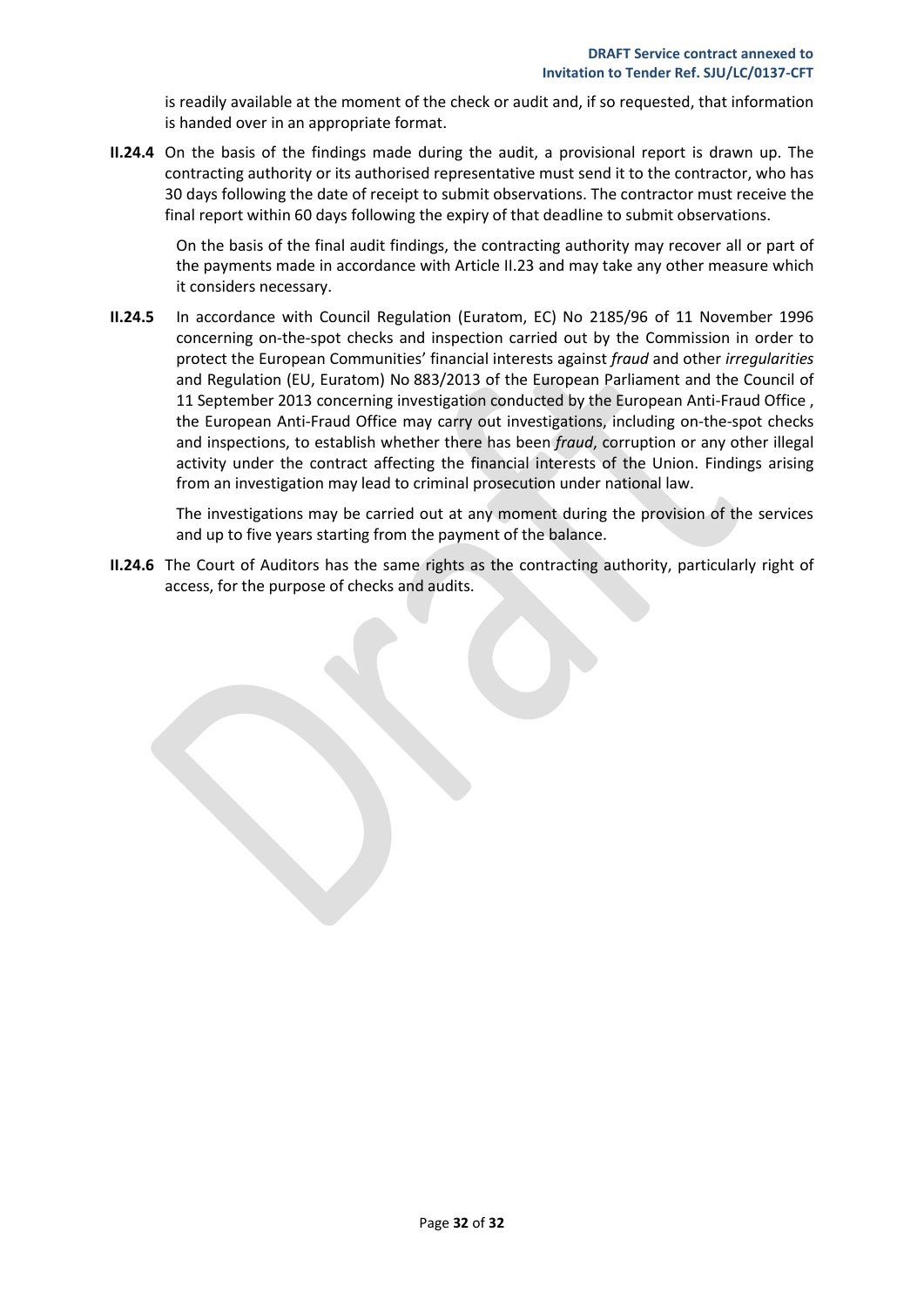is readily available at the moment of the check or audit and, if so requested, that information is handed over in an appropriate format.

**II.24.4** On the basis of the findings made during the audit, a provisional report is drawn up. The contracting authority or its authorised representative must send it to the contractor, who has 30 days following the date of receipt to submit observations. The contractor must receive the final report within 60 days following the expiry of that deadline to submit observations.

On the basis of the final audit findings, the contracting authority may recover all or part of the payments made in accordance with Article II.23 and may take any other measure which it considers necessary.

**II.24.5** In accordance with Council Regulation (Euratom, EC) No 2185/96 of 11 November 1996 concerning on-the-spot checks and inspection carried out by the Commission in order to protect the European Communities' financial interests against *fraud* and other *irregularities* and Regulation (EU, Euratom) No 883/2013 of the European Parliament and the Council of 11 September 2013 concerning investigation conducted by the European Anti-Fraud Office , the European Anti-Fraud Office may carry out investigations, including on-the-spot checks and inspections, to establish whether there has been *fraud*, corruption or any other illegal activity under the contract affecting the financial interests of the Union. Findings arising from an investigation may lead to criminal prosecution under national law.

The investigations may be carried out at any moment during the provision of the services and up to five years starting from the payment of the balance.

**II.24.6** The Court of Auditors has the same rights as the contracting authority, particularly right of access, for the purpose of checks and audits.